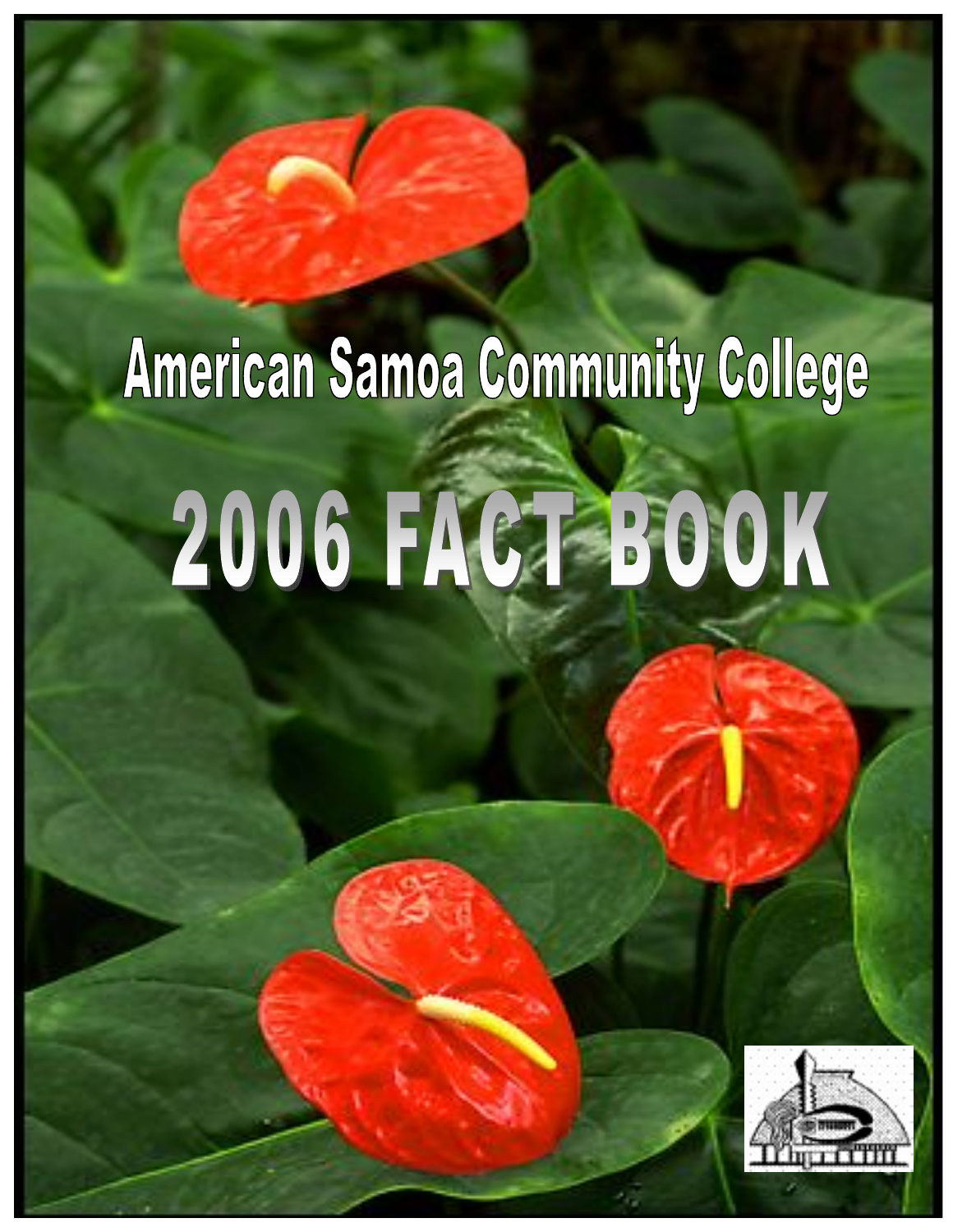# American Samoa Community College

# 2006 FACT BOOK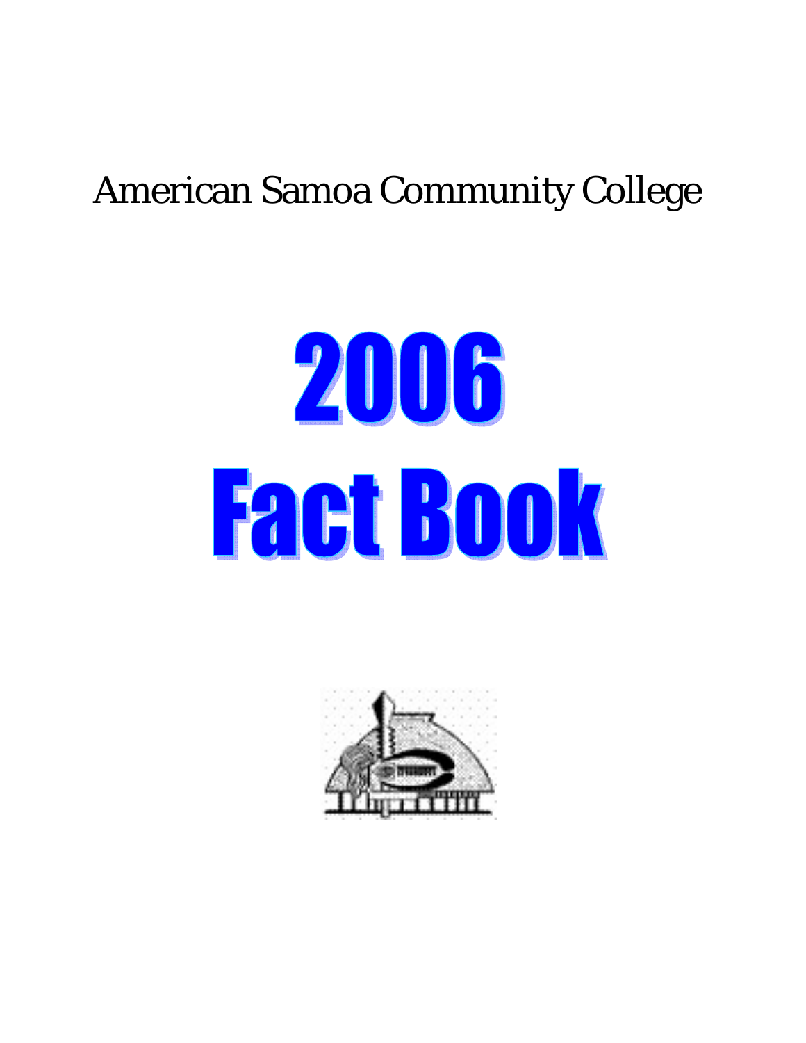American Samoa Community College

# 2006 Fact Book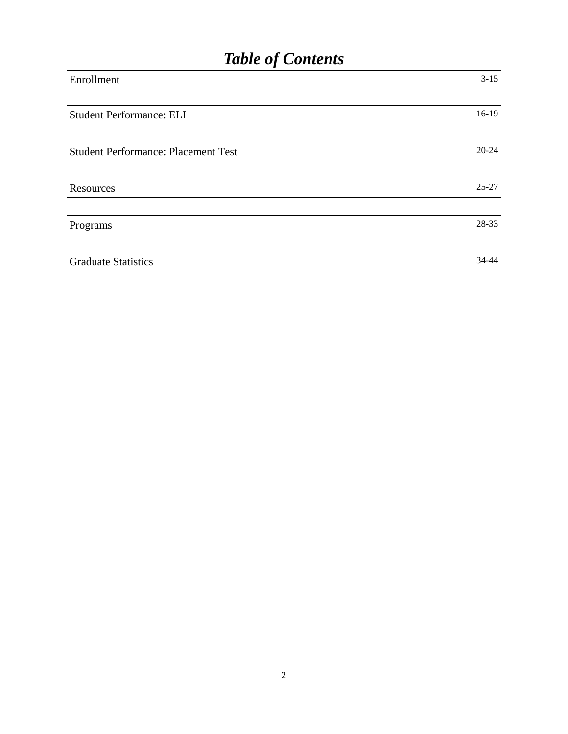# *Table of Contents*

| | |
|---|---|
| Enrollment | 3-15 |
| Student Performance: ELI | 16-19 |
| Student Performance: Placement Test | 20-24 |
| Resources | 25-27 |
| Programs | 28-33 |
| Graduate Statistics | 34-44 |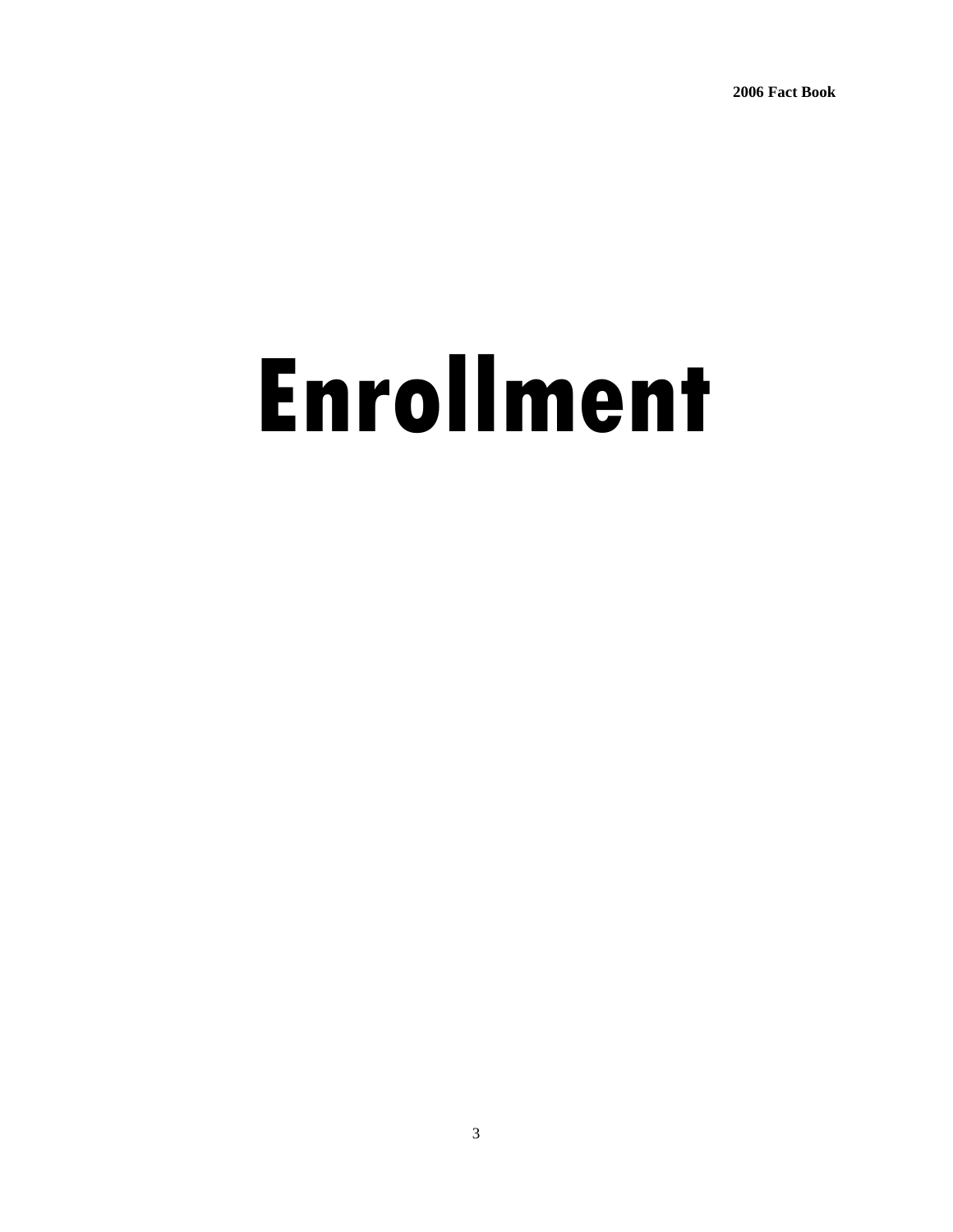# Enrollment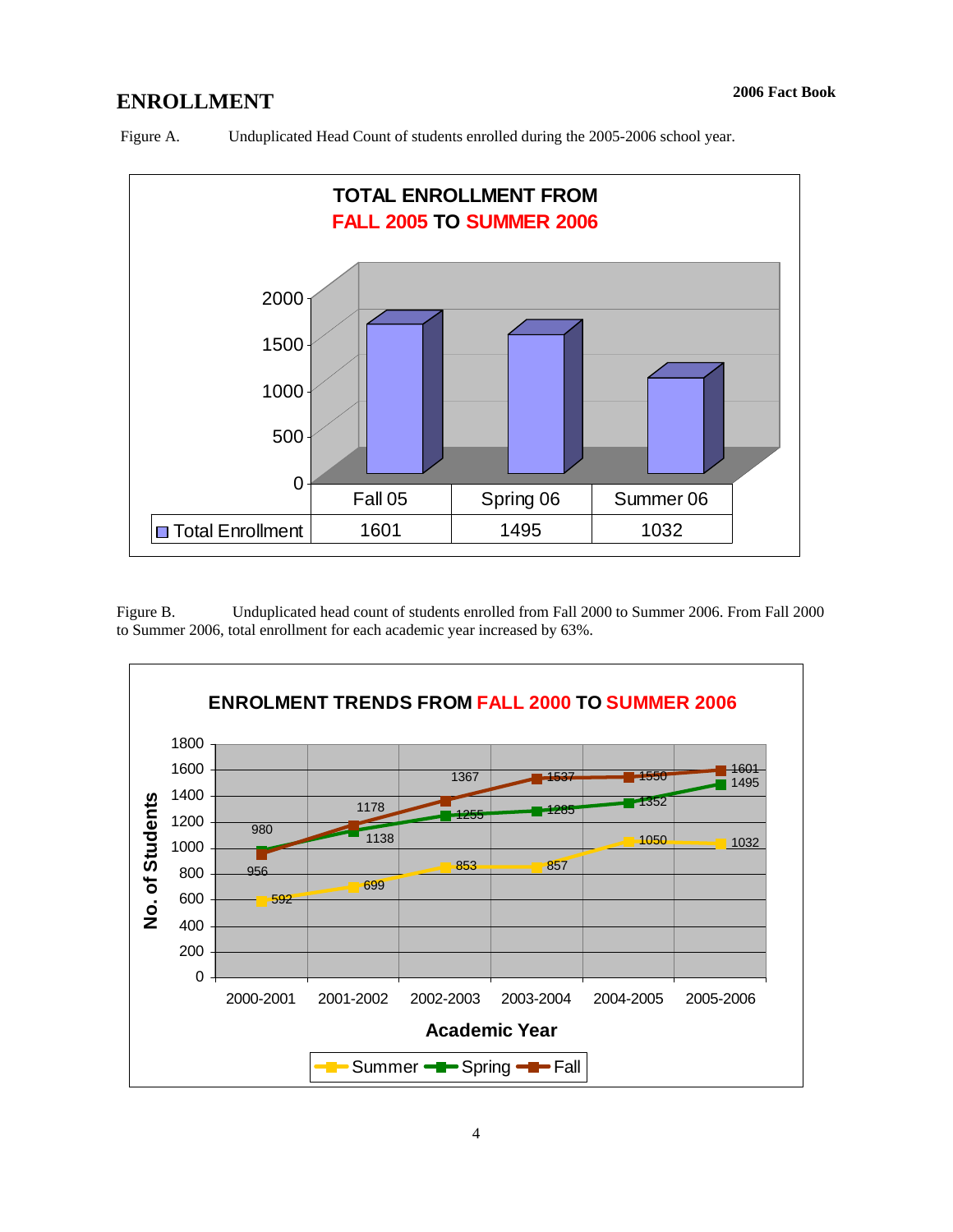# ENROLLMENT

Figure A. Unduplicated Head Count of students enrolled during the 2005-2006 school year.

**TOTAL ENROLLMENT FROM FALL 2005 TO SUMMER 2006**

| | Fall 05 | Spring 06 | Summer 06 |
|---|---|---|---|
| Total Enrollment | 1601 | 1495 | 1032 |

Figure B. Unduplicated head count of students enrolled from Fall 2000 to Summer 2006. From Fall 2000 to Summer 2006, total enrollment for each academic year increased by 63%.

**ENROLMENT TRENDS FROM FALL 2000 TO SUMMER 2006**

| Academic Year | Summer | Spring | Fall |
|---|---|---|---|
| 2000-2001 | 592 | 980 | 956 |
| 2001-2002 | 699 | 1138 | 1178 |
| 2002-2003 | 853 | 1255 | 1367 |
| 2003-2004 | 857 | 1285 | 1537 |
| 2004-2005 | 1050 | 1352 | 1550 |
| 2005-2006 | 1032 | 1495 | 1601 |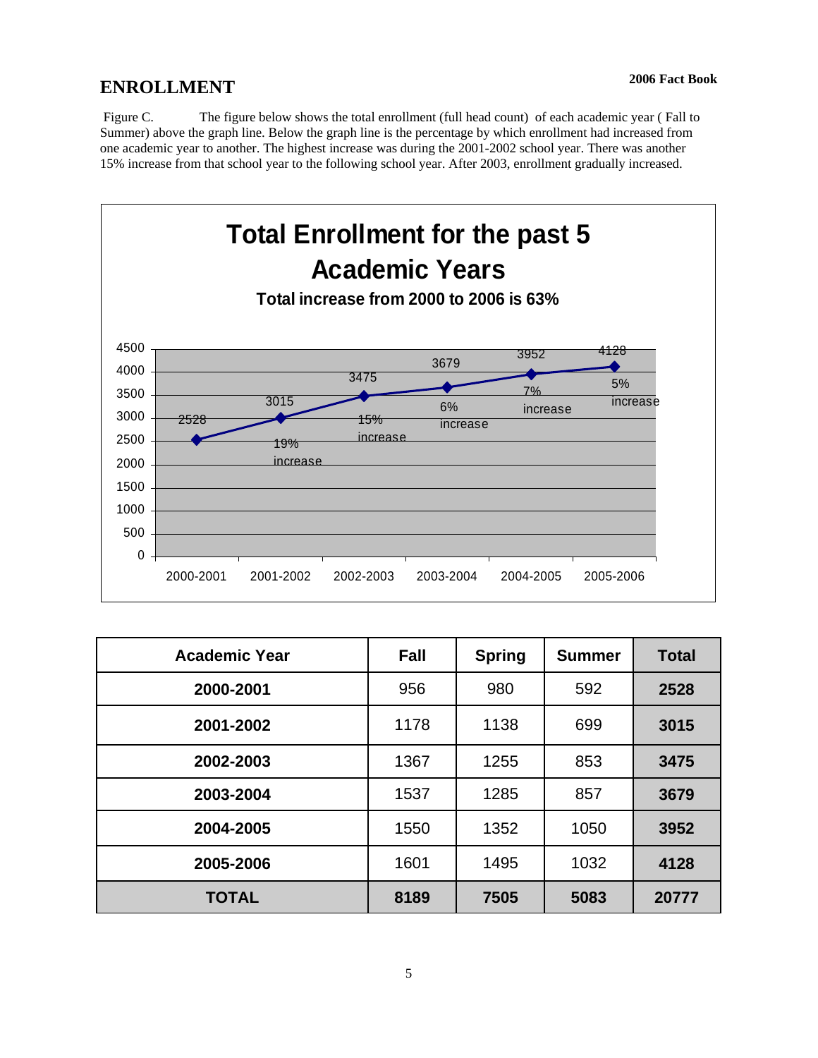# ENROLLMENT

Figure C. The figure below shows the total enrollment (full head count) of each academic year ( Fall to Summer) above the graph line. Below the graph line is the percentage by which enrollment had increased from one academic year to another. The highest increase was during the 2001-2002 school year. There was another 15% increase from that school year to the following school year. After 2003, enrollment gradually increased.

**Total Enrollment for the past 5 Academic Years**

**Total increase from 2000 to 2006 is 63%**

| Academic Year | Enrollment | Increase |
|---|---|---|
| 2000-2001 | 2528 | |
| 2001-2002 | 3015 | 19% increase |
| 2002-2003 | 3475 | 15% increase |
| 2003-2004 | 3679 | 6% increase |
| 2004-2005 | 3952 | 7% increase |
| 2005-2006 | 4128 | 5% increase |

| Academic Year | Fall | Spring | Summer | Total |
|---|---|---|---|---|
| **2000-2001** | 956 | 980 | 592 | **2528** |
| **2001-2002** | 1178 | 1138 | 699 | **3015** |
| **2002-2003** | 1367 | 1255 | 853 | **3475** |
| **2003-2004** | 1537 | 1285 | 857 | **3679** |
| **2004-2005** | 1550 | 1352 | 1050 | **3952** |
| **2005-2006** | 1601 | 1495 | 1032 | **4128** |
| **TOTAL** | **8189** | **7505** | **5083** | **20777** |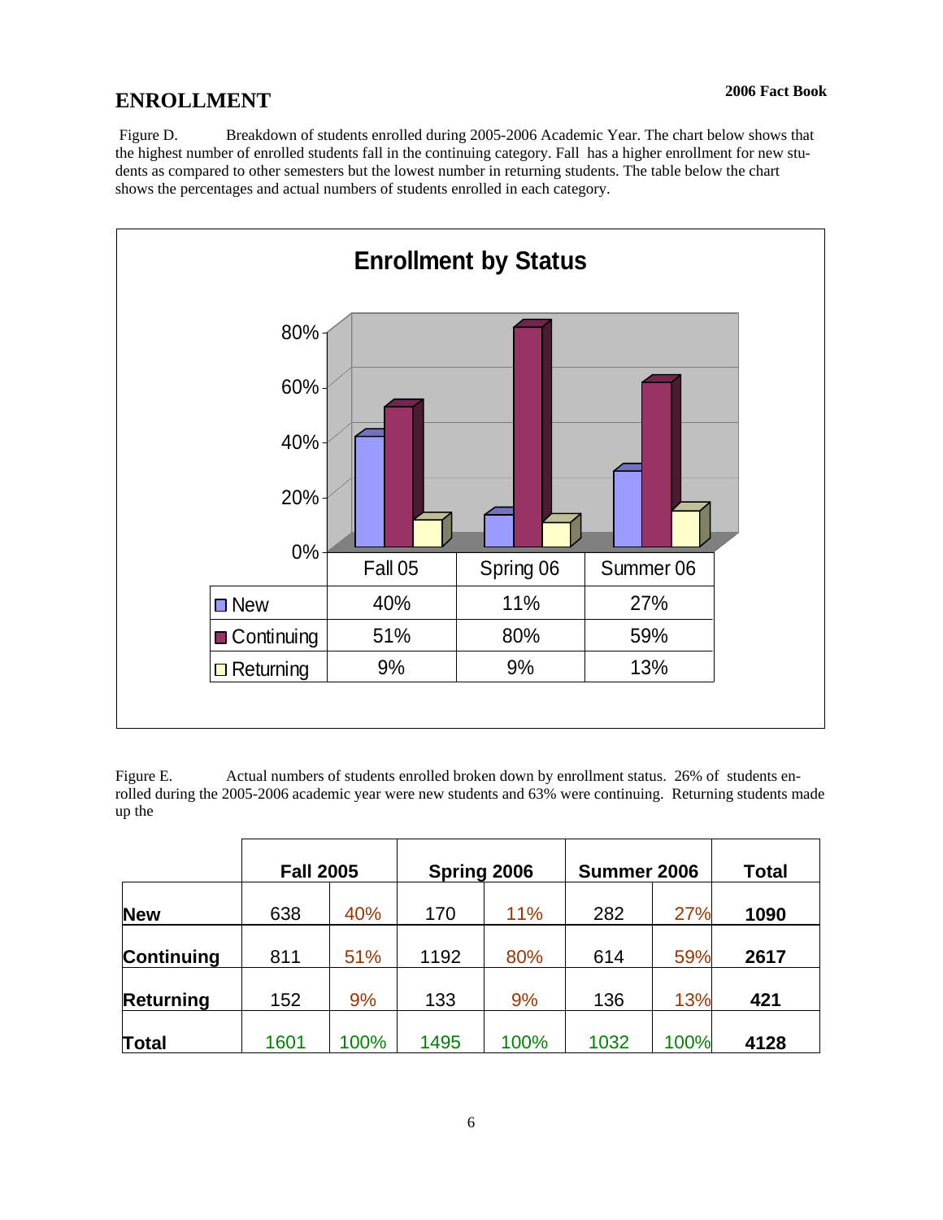# ENROLLMENT

Figure D. Breakdown of students enrolled during 2005-2006 Academic Year. The chart below shows that the highest number of enrolled students fall in the continuing category. Fall has a higher enrollment for new students as compared to other semesters but the lowest number in returning students. The table below the chart shows the percentages and actual numbers of students enrolled in each category.

**Enrollment by Status**

| | Fall 05 | Spring 06 | Summer 06 |
|---|---|---|---|
| New | 40% | 11% | 27% |
| Continuing | 51% | 80% | 59% |
| Returning | 9% | 9% | 13% |

Figure E. Actual numbers of students enrolled broken down by enrollment status. 26% of students enrolled during the 2005-2006 academic year were new students and 63% were continuing. Returning students made up the

| | Fall 2005 | | Spring 2006 | | Summer 2006 | | Total |
|---|---|---|---|---|---|---|---|
| **New** | 638 | 40% | 170 | 11% | 282 | 27% | **1090** |
| **Continuing** | 811 | 51% | 1192 | 80% | 614 | 59% | **2617** |
| **Returning** | 152 | 9% | 133 | 9% | 136 | 13% | **421** |
| **Total** | 1601 | 100% | 1495 | 100% | 1032 | 100% | **4128** |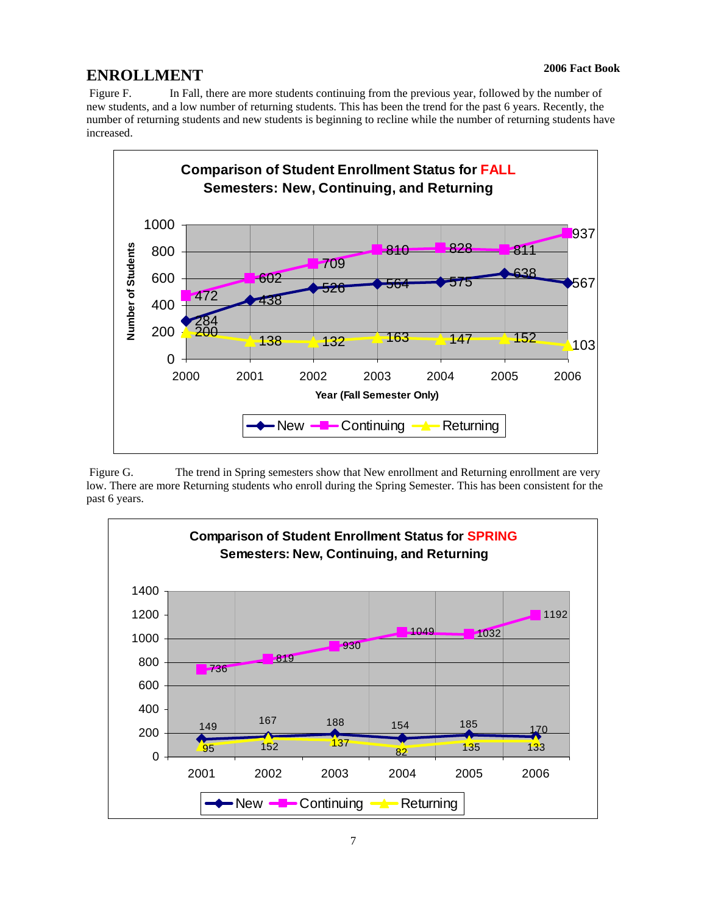# ENROLLMENT

Figure F. In Fall, there are more students continuing from the previous year, followed by the number of new students, and a low number of returning students. This has been the trend for the past 6 years. Recently, the number of returning students and new students is beginning to recline while the number of returning students have increased.

**Comparison of Student Enrollment Status for FALL Semesters: New, Continuing, and Returning**

| Year (Fall Semester Only) | New | Continuing | Returning |
|---|---|---|---|
| 2000 | 284 | 472 | 200 |
| 2001 | 438 | 602 | 138 |
| 2002 | 526 | 709 | 132 |
| 2003 | 564 | 810 | 163 |
| 2004 | 575 | 828 | 147 |
| 2005 | 638 | 811 | 152 |
| 2006 | 567 | 937 | 103 |

Figure G. The trend in Spring semesters show that New enrollment and Returning enrollment are very low. There are more Returning students who enroll during the Spring Semester. This has been consistent for the past 6 years.

**Comparison of Student Enrollment Status for SPRING Semesters: New, Continuing, and Returning**

| Year | New | Continuing | Returning |
|---|---|---|---|
| 2001 | 149 | 736 | 95 |
| 2002 | 167 | 819 | 152 |
| 2003 | 188 | 930 | 137 |
| 2004 | 154 | 1049 | 82 |
| 2005 | 185 | 1032 | 135 |
| 2006 | 170 | 1192 | 133 |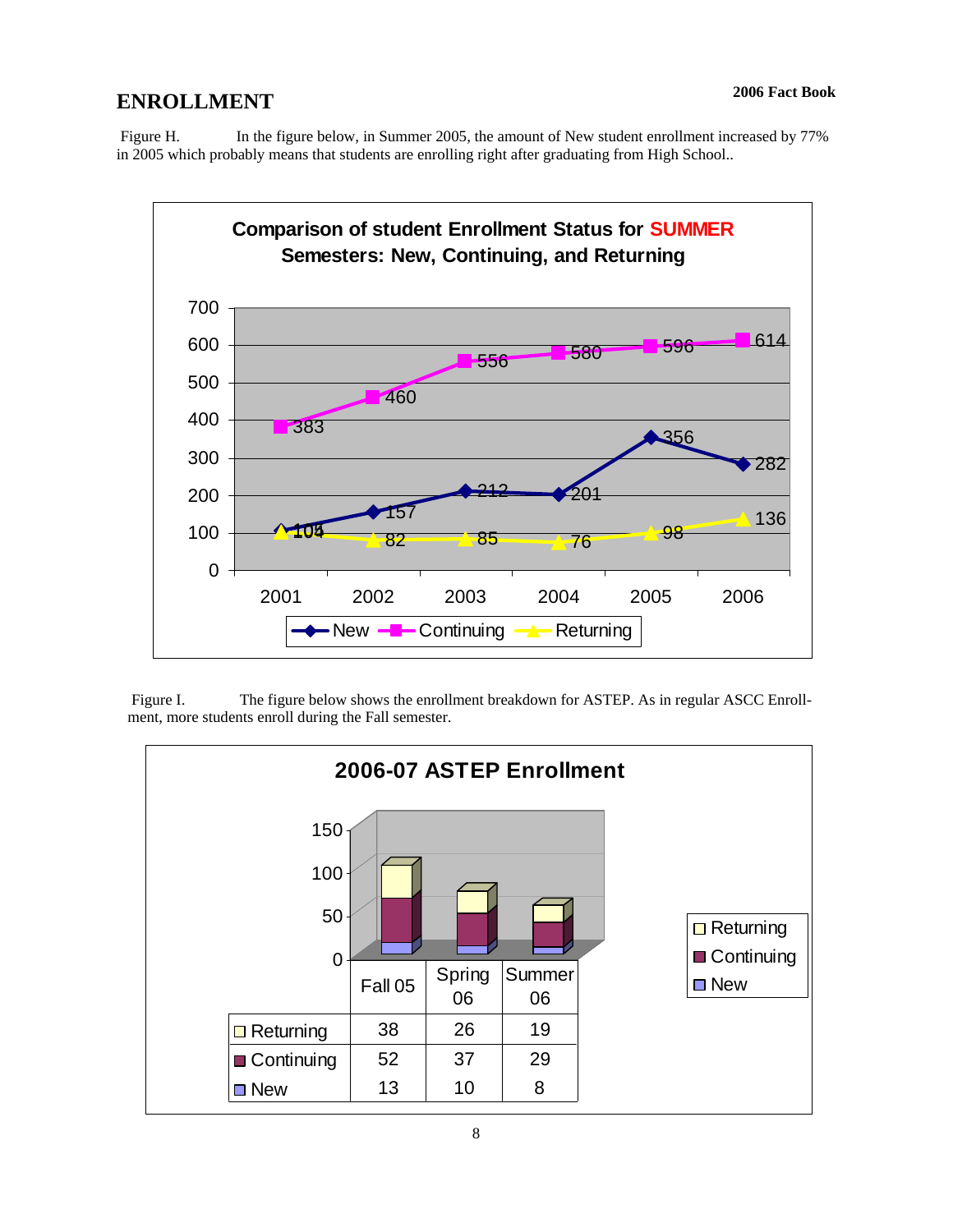# ENROLLMENT

Figure H. In the figure below, in Summer 2005, the amount of New student enrollment increased by 77% in 2005 which probably means that students are enrolling right after graduating from High School..

**Comparison of student Enrollment Status for SUMMER Semesters: New, Continuing, and Returning**

| | 2001 | 2002 | 2003 | 2004 | 2005 | 2006 |
|---|---|---|---|---|---|---|
| New | 104 | 157 | 212 | 201 | 356 | 282 |
| Continuing | 383 | 460 | 556 | 580 | 596 | 614 |
| Returning | 101 | 82 | 85 | 76 | 98 | 136 |

Figure I. The figure below shows the enrollment breakdown for ASTEP. As in regular ASCC Enrollment, more students enroll during the Fall semester.

**2006-07 ASTEP Enrollment**

| | Fall 05 | Spring 06 | Summer 06 |
|---|---|---|---|
| Returning | 38 | 26 | 19 |
| Continuing | 52 | 37 | 29 |
| New | 13 | 10 | 8 |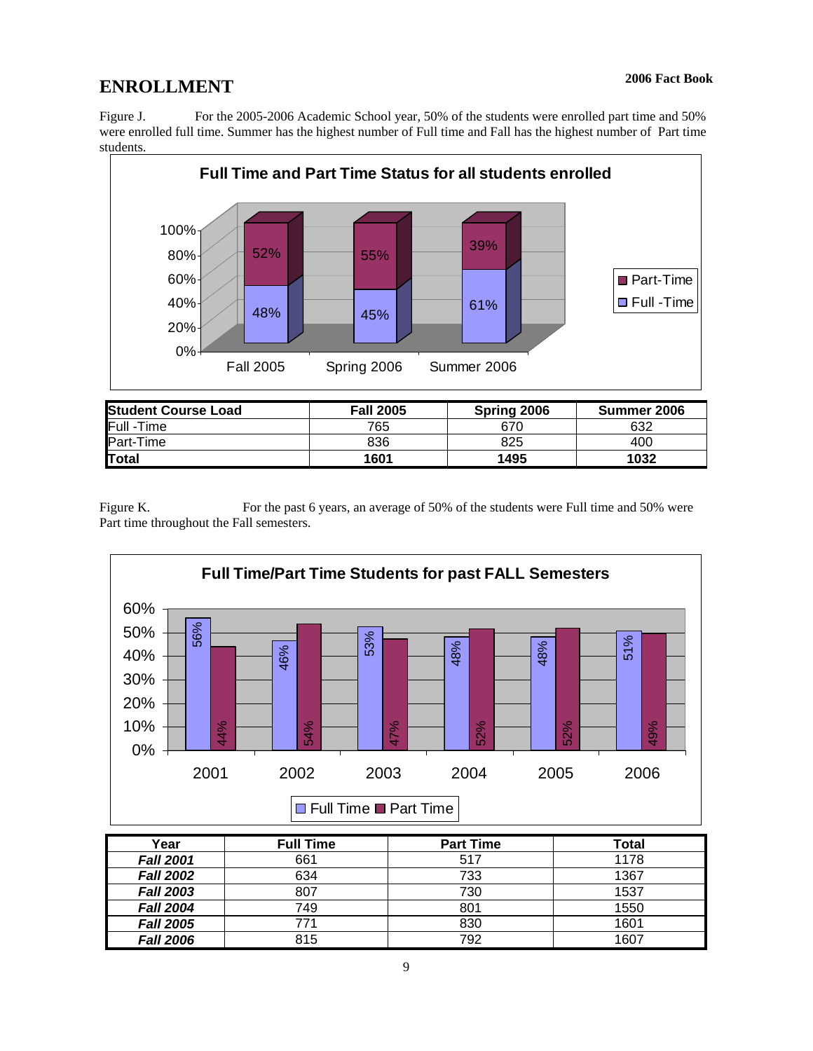# ENROLLMENT

Figure J. For the 2005-2006 Academic School year, 50% of the students were enrolled part time and 50% were enrolled full time. Summer has the highest number of Full time and Fall has the highest number of Part time students.

**Full Time and Part Time Status for all students enrolled**

| Student Course Load | Fall 2005 | Spring 2006 | Summer 2006 |
|---|---|---|---|
| Full -Time | 765 | 670 | 632 |
| Part-Time | 836 | 825 | 400 |
| **Total** | **1601** | **1495** | **1032** |

Figure K. For the past 6 years, an average of 50% of the students were Full time and 50% were Part time throughout the Fall semesters.

**Full Time/Part Time Students for past FALL Semesters**

| Year | Full Time | Part Time | Total |
|---|---|---|---|
| ***Fall 2001*** | 661 | 517 | 1178 |
| ***Fall 2002*** | 634 | 733 | 1367 |
| ***Fall 2003*** | 807 | 730 | 1537 |
| ***Fall 2004*** | 749 | 801 | 1550 |
| ***Fall 2005*** | 771 | 830 | 1601 |
| ***Fall 2006*** | 815 | 792 | 1607 |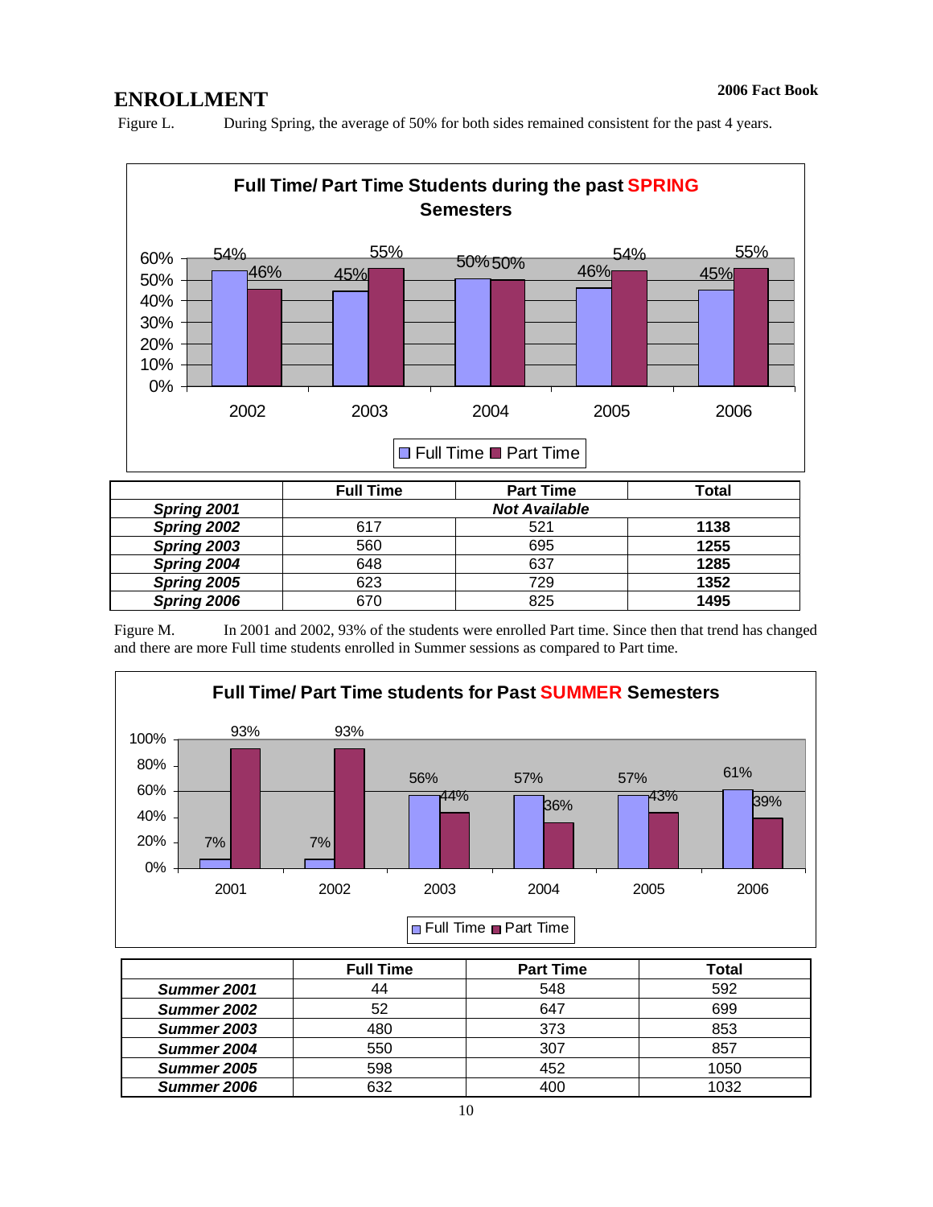# ENROLLMENT

Figure L. During Spring, the average of 50% for both sides remained consistent for the past 4 years.

**Full Time/ Part Time Students during the past SPRING Semesters**

| | Full Time | Part Time | Total |
|---|---|---|---|
| ***Spring 2001*** | ***Not Available*** | | |
| ***Spring 2002*** | 617 | 521 | **1138** |
| ***Spring 2003*** | 560 | 695 | **1255** |
| ***Spring 2004*** | 648 | 637 | **1285** |
| ***Spring 2005*** | 623 | 729 | **1352** |
| ***Spring 2006*** | 670 | 825 | **1495** |

Figure M. In 2001 and 2002, 93% of the students were enrolled Part time. Since then that trend has changed and there are more Full time students enrolled in Summer sessions as compared to Part time.

**Full Time/ Part Time students for Past SUMMER Semesters**

| | Full Time | Part Time | Total |
|---|---|---|---|
| ***Summer 2001*** | 44 | 548 | 592 |
| ***Summer 2002*** | 52 | 647 | 699 |
| ***Summer 2003*** | 480 | 373 | 853 |
| ***Summer 2004*** | 550 | 307 | 857 |
| ***Summer 2005*** | 598 | 452 | 1050 |
| ***Summer 2006*** | 632 | 400 | 1032 |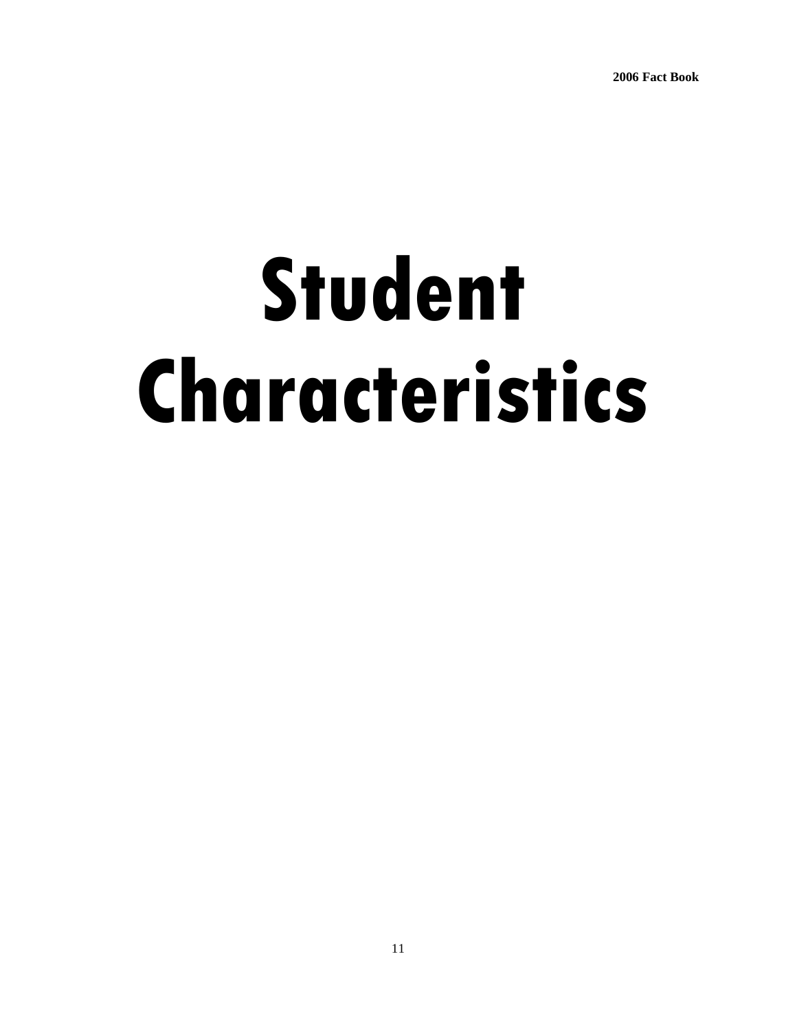# Student Characteristics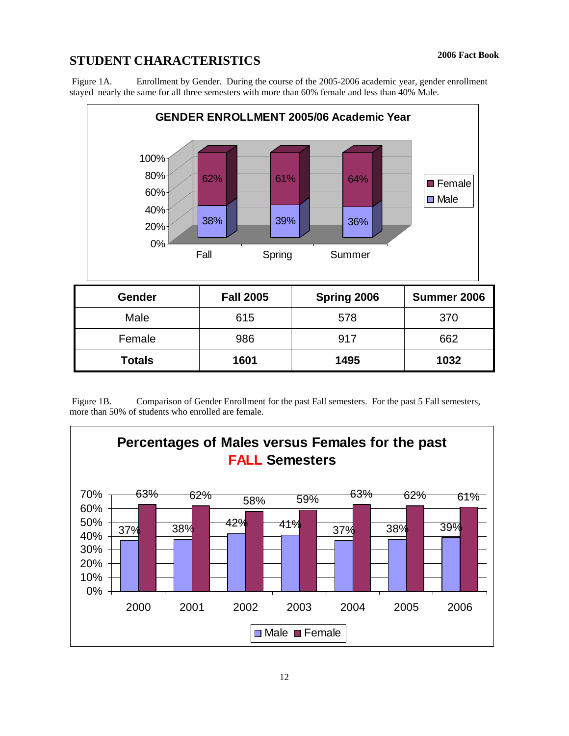## STUDENT CHARACTERISTICS

Figure 1A. Enrollment by Gender. During the course of the 2005-2006 academic year, gender enrollment stayed nearly the same for all three semesters with more than 60% female and less than 40% Male.

**GENDER ENROLLMENT 2005/06 Academic Year**

| | Fall | Spring | Summer |
|---|---|---|---|
| Female | 62% | 61% | 64% |
| Male | 38% | 39% | 36% |

| Gender | Fall 2005 | Spring 2006 | Summer 2006 |
|---|---|---|---|
| Male | 615 | 578 | 370 |
| Female | 986 | 917 | 662 |
| **Totals** | **1601** | **1495** | **1032** |

Figure 1B. Comparison of Gender Enrollment for the past Fall semesters. For the past 5 Fall semesters, more than 50% of students who enrolled are female.

**Percentages of Males versus Females for the past FALL Semesters**

| | 2000 | 2001 | 2002 | 2003 | 2004 | 2005 | 2006 |
|---|---|---|---|---|---|---|---|
| Male | 37% | 38% | 42% | 41% | 37% | 38% | 39% |
| Female | 63% | 62% | 58% | 59% | 63% | 62% | 61% |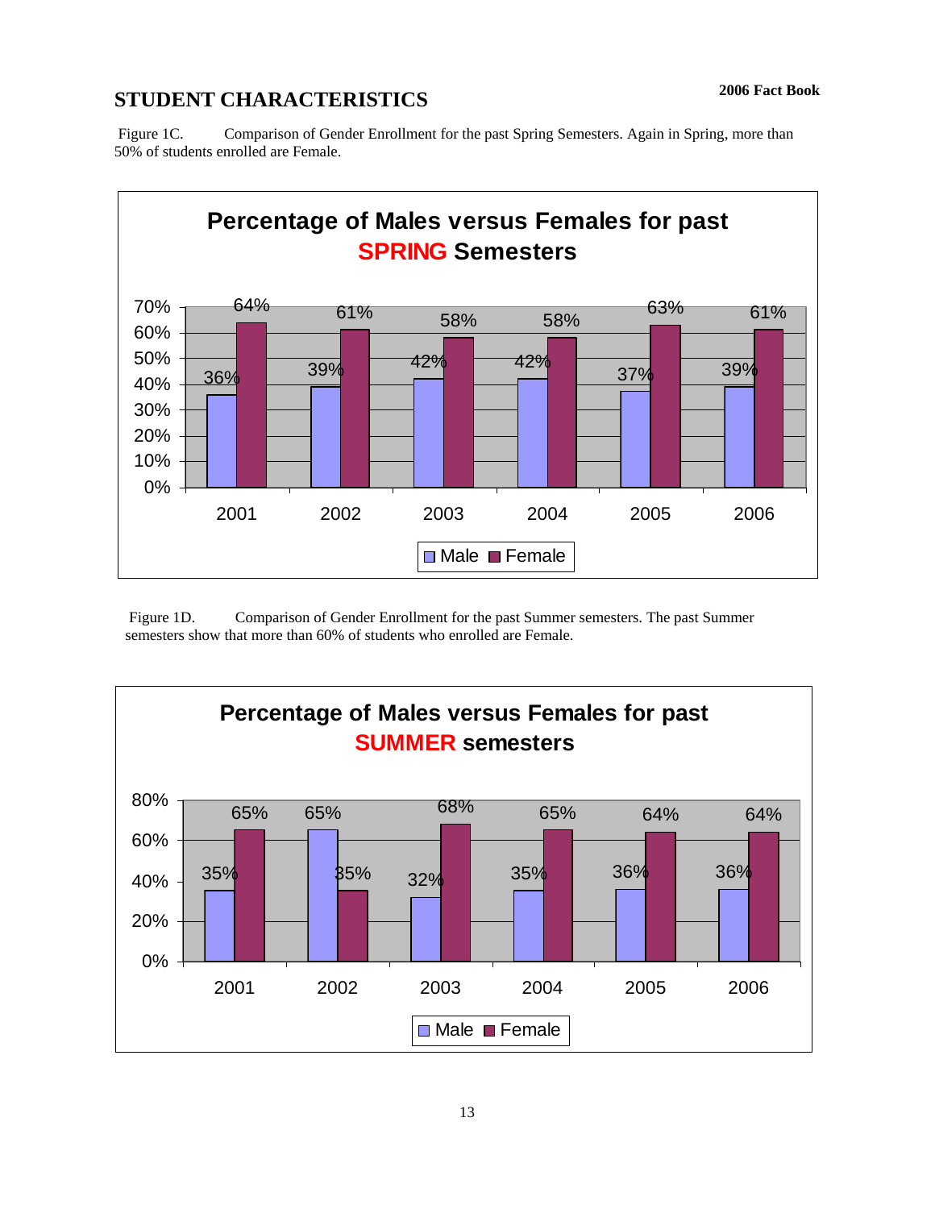## STUDENT CHARACTERISTICS

Figure 1C. Comparison of Gender Enrollment for the past Spring Semesters. Again in Spring, more than 50% of students enrolled are Female.

**Percentage of Males versus Females for past SPRING Semesters**

| Year | Male | Female |
|---|---|---|
| 2001 | 36% | 64% |
| 2002 | 39% | 61% |
| 2003 | 42% | 58% |
| 2004 | 42% | 58% |
| 2005 | 37% | 63% |
| 2006 | 39% | 61% |

Figure 1D. Comparison of Gender Enrollment for the past Summer semesters. The past Summer semesters show that more than 60% of students who enrolled are Female.

**Percentage of Males versus Females for past SUMMER semesters**

| Year | Male | Female |
|---|---|---|
| 2001 | 35% | 65% |
| 2002 | 65% | 35% |
| 2003 | 32% | 68% |
| 2004 | 35% | 65% |
| 2005 | 36% | 64% |
| 2006 | 36% | 64% |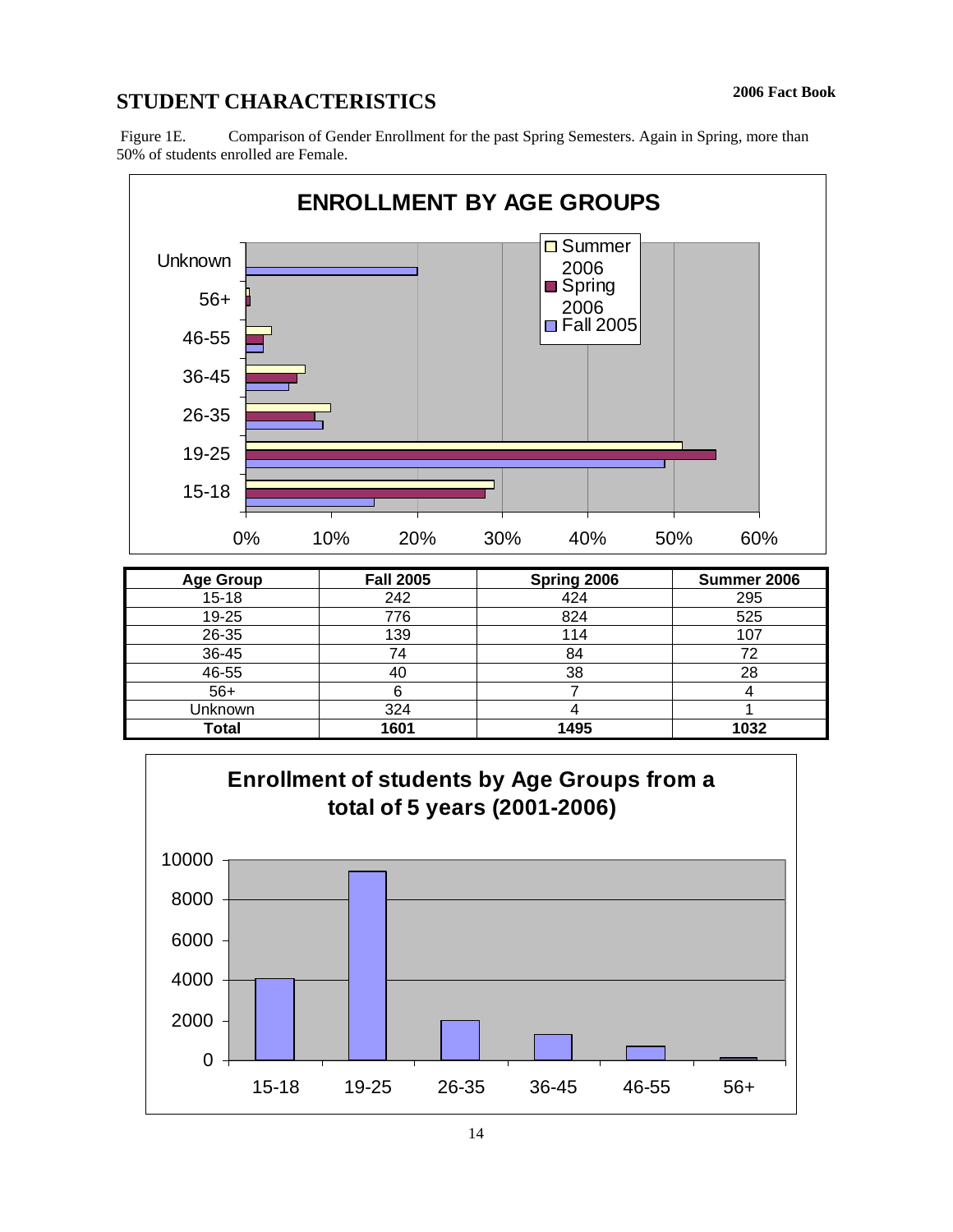## STUDENT CHARACTERISTICS

Figure 1E. Comparison of Gender Enrollment for the past Spring Semesters. Again in Spring, more than 50% of students enrolled are Female.

**ENROLLMENT BY AGE GROUPS**

| Age Group | Fall 2005 | Spring 2006 | Summer 2006 |
|---|---|---|---|
| 15-18 | 242 | 424 | 295 |
| 19-25 | 776 | 824 | 525 |
| 26-35 | 139 | 114 | 107 |
| 36-45 | 74 | 84 | 72 |
| 46-55 | 40 | 38 | 28 |
| 56+ | 6 | 7 | 4 |
| Unknown | 324 | 4 | 1 |
| **Total** | **1601** | **1495** | **1032** |

**Enrollment of students by Age Groups from a total of 5 years (2001-2006)**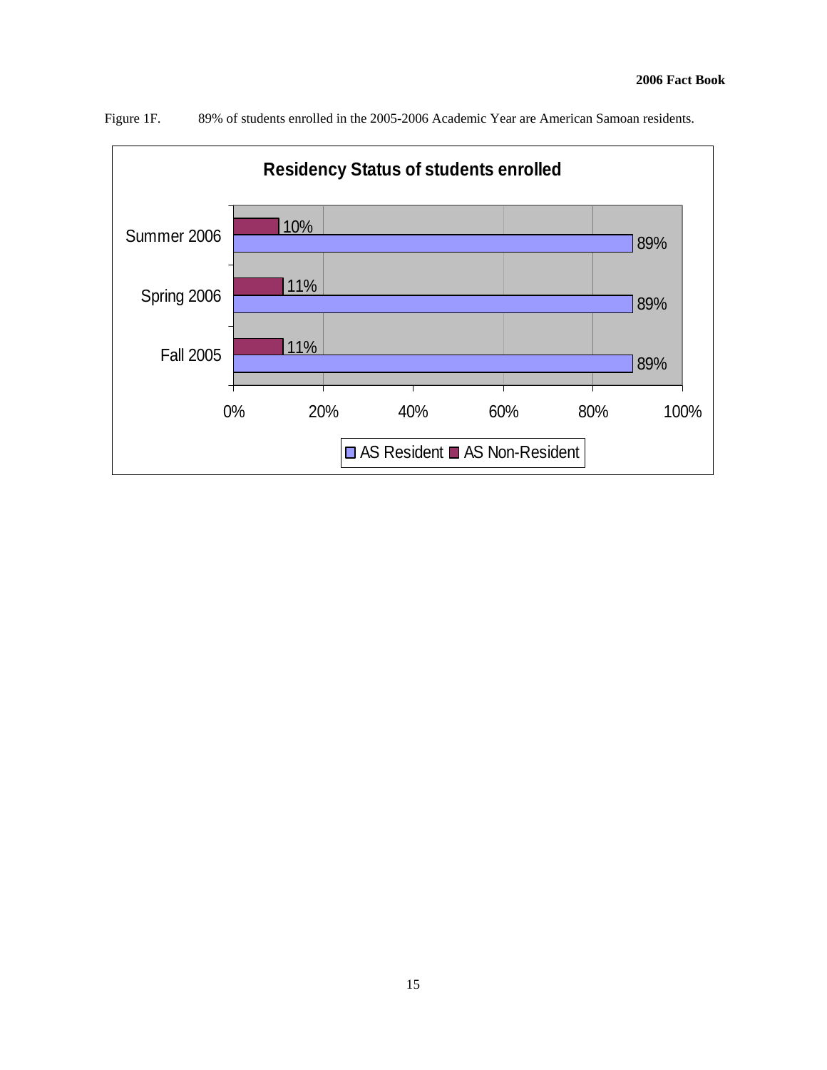Figure 1F. 89% of students enrolled in the 2005-2006 Academic Year are American Samoan residents.

**Residency Status of students enrolled**

| Term | AS Resident | AS Non-Resident |
|---|---|---|
| Summer 2006 | 89% | 10% |
| Spring 2006 | 89% | 11% |
| Fall 2005 | 89% | 11% |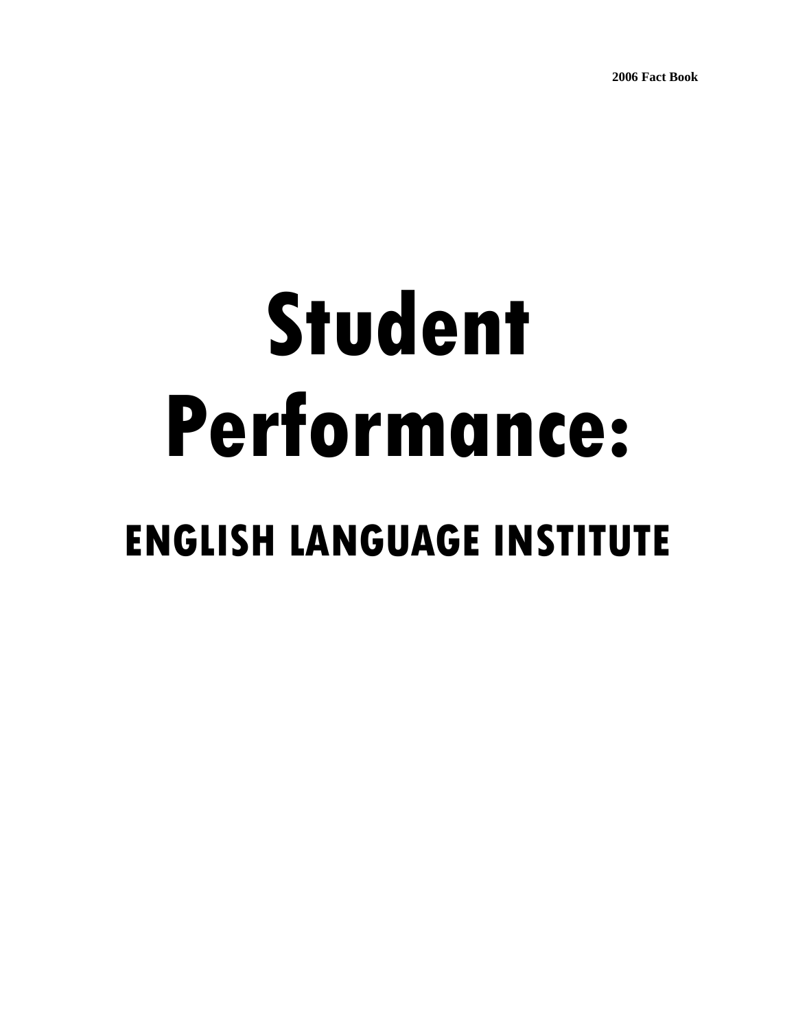# Student Performance:

## ENGLISH LANGUAGE INSTITUTE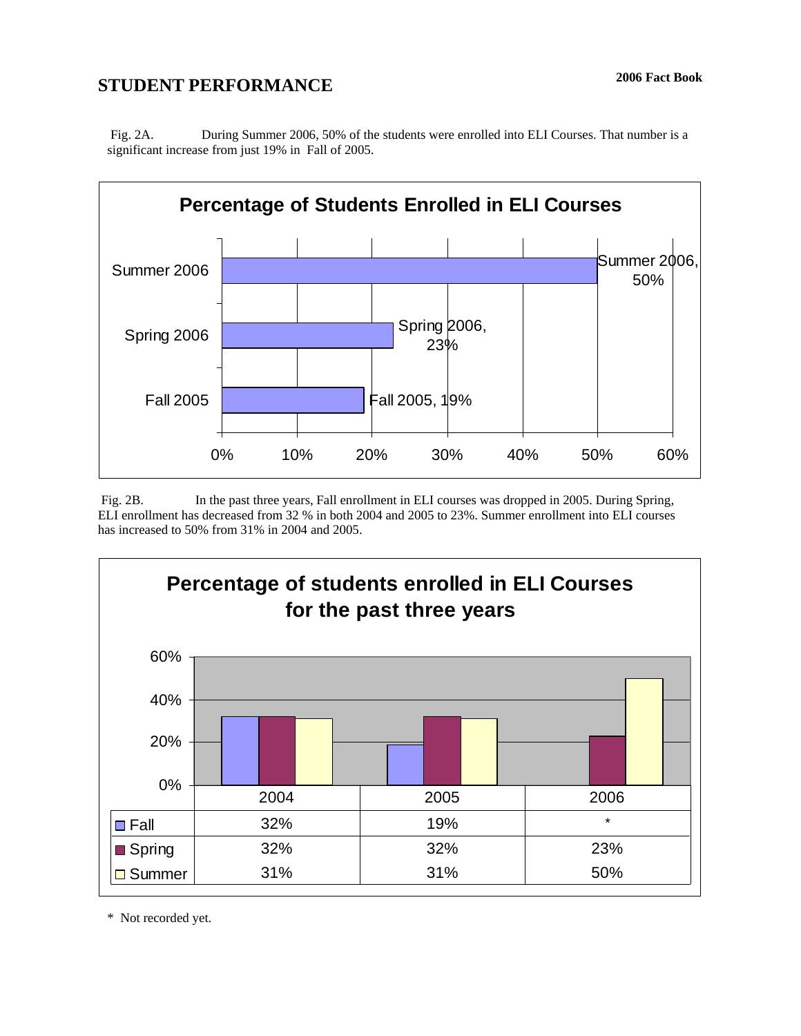# STUDENT PERFORMANCE

Fig. 2A. During Summer 2006, 50% of the students were enrolled into ELI Courses. That number is a significant increase from just 19% in Fall of 2005.

**Percentage of Students Enrolled in ELI Courses**

| Term | Percentage |
|---|---|
| Summer 2006 | 50% |
| Spring 2006 | 23% |
| Fall 2005 | 19% |

Fig. 2B. In the past three years, Fall enrollment in ELI courses was dropped in 2005. During Spring, ELI enrollment has decreased from 32 % in both 2004 and 2005 to 23%. Summer enrollment into ELI courses has increased to 50% from 31% in 2004 and 2005.

**Percentage of students enrolled in ELI Courses for the past three years**

| | 2004 | 2005 | 2006 |
|---|---|---|---|
| Fall | 32% | 19% | * |
| Spring | 32% | 32% | 23% |
| Summer | 31% | 31% | 50% |

* Not recorded yet.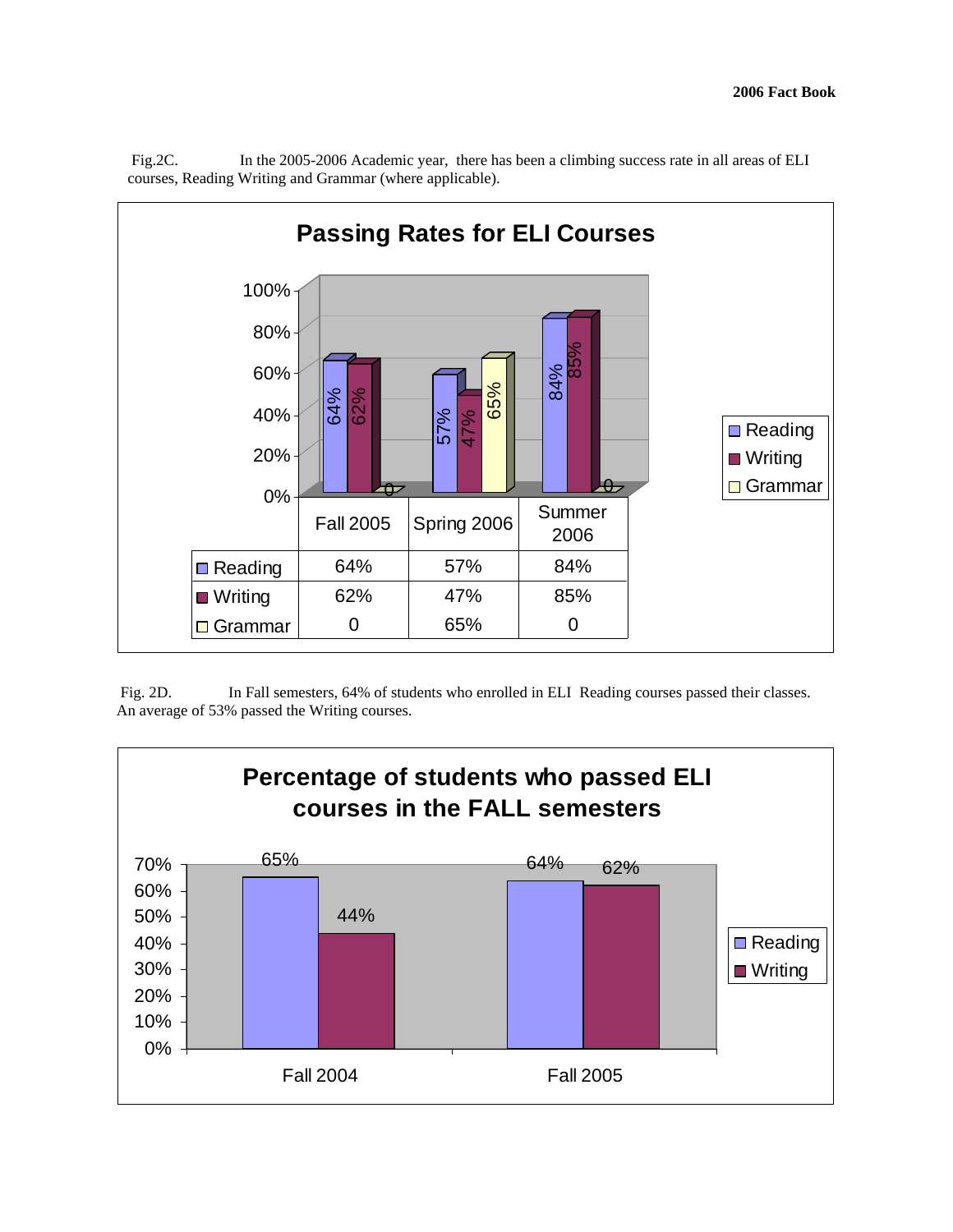Fig.2C. In the 2005-2006 Academic year, there has been a climbing success rate in all areas of ELI courses, Reading Writing and Grammar (where applicable).

**Passing Rates for ELI Courses**

| | Fall 2005 | Spring 2006 | Summer 2006 |
|---|---|---|---|
| Reading | 64% | 57% | 84% |
| Writing | 62% | 47% | 85% |
| Grammar | 0 | 65% | 0 |

Fig. 2D. In Fall semesters, 64% of students who enrolled in ELI Reading courses passed their classes. An average of 53% passed the Writing courses.

**Percentage of students who passed ELI courses in the FALL semesters**

| | Fall 2004 | Fall 2005 |
|---|---|---|
| Reading | 65% | 64% |
| Writing | 44% | 62% |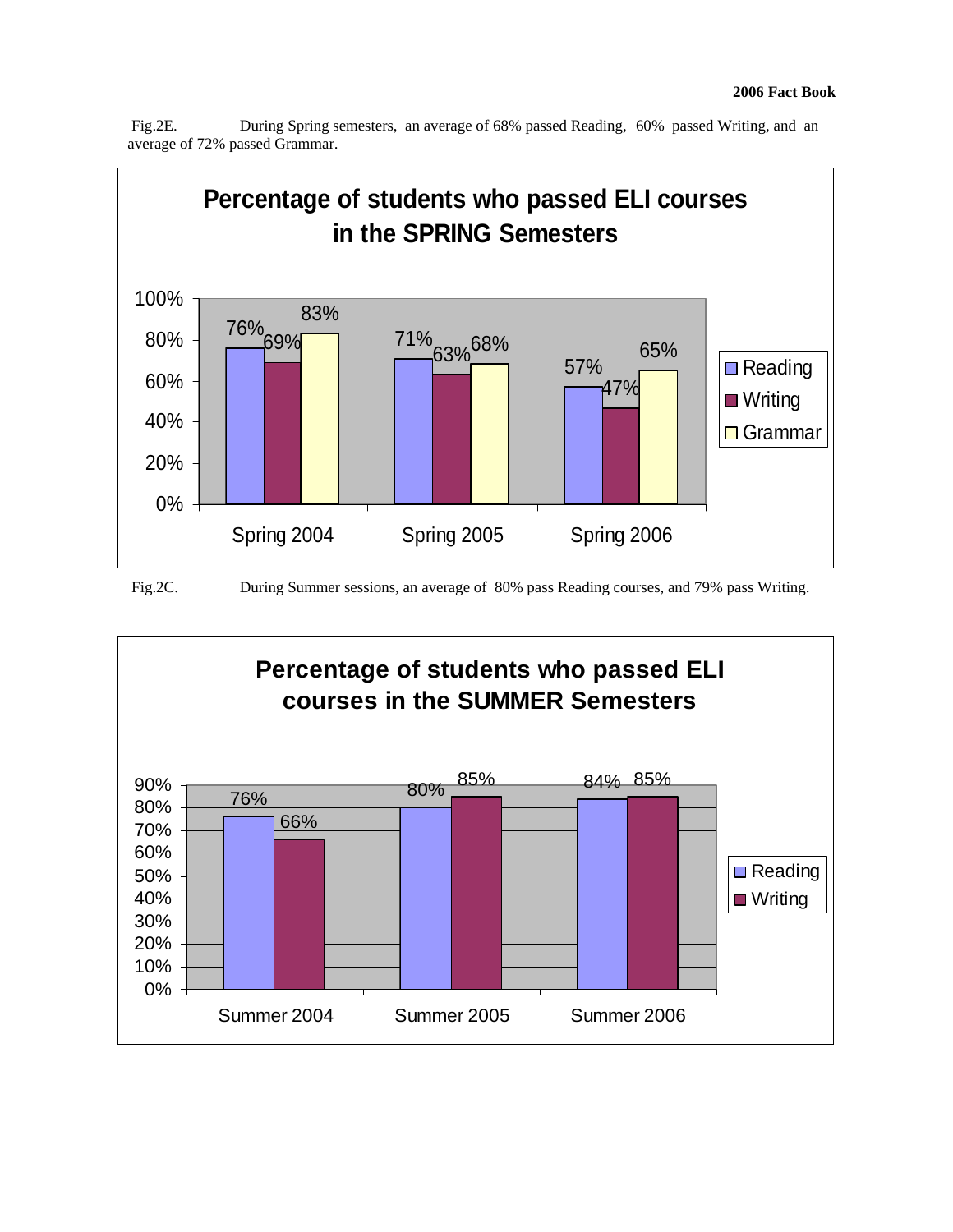Fig.2E. During Spring semesters, an average of 68% passed Reading, 60% passed Writing, and an average of 72% passed Grammar.

**Percentage of students who passed ELI courses in the SPRING Semesters**

| | Reading | Writing | Grammar |
|---|---|---|---|
| Spring 2004 | 76% | 69% | 83% |
| Spring 2005 | 71% | 63% | 68% |
| Spring 2006 | 57% | 47% | 65% |

Fig.2C. During Summer sessions, an average of 80% pass Reading courses, and 79% pass Writing.

**Percentage of students who passed ELI courses in the SUMMER Semesters**

| | Reading | Writing |
|---|---|---|
| Summer 2004 | 76% | 66% |
| Summer 2005 | 80% | 85% |
| Summer 2006 | 84% | 85% |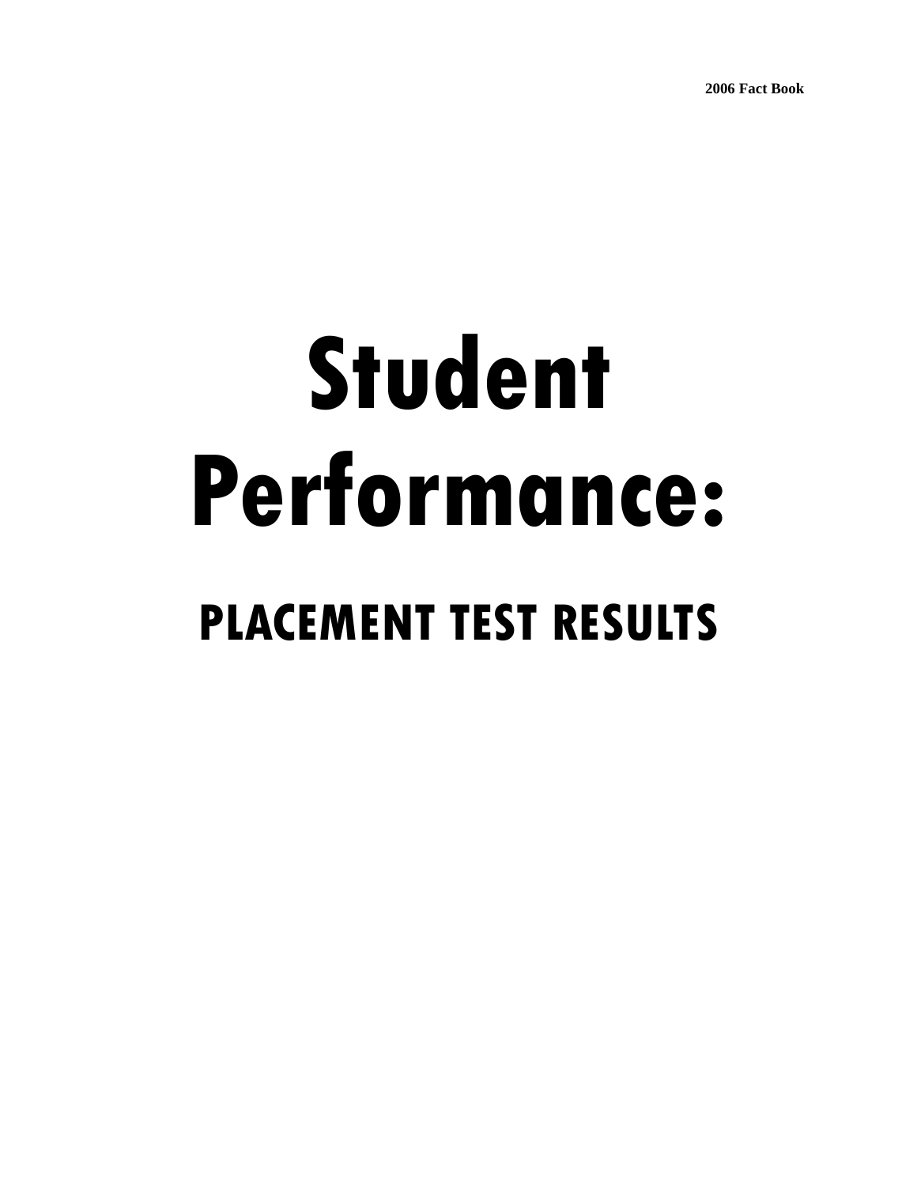# Student Performance:

## PLACEMENT TEST RESULTS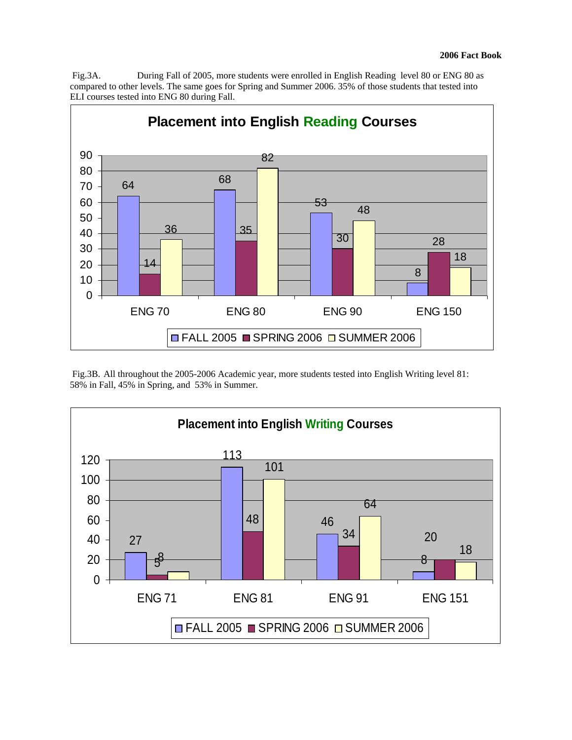Fig.3A. During Fall of 2005, more students were enrolled in English Reading level 80 or ENG 80 as compared to other levels. The same goes for Spring and Summer 2006. 35% of those students that tested into ELI courses tested into ENG 80 during Fall.

**Placement into English Reading Courses**

| | FALL 2005 | SPRING 2006 | SUMMER 2006 |
|---|---|---|---|
| ENG 70 | 64 | 14 | 36 |
| ENG 80 | 68 | 35 | 82 |
| ENG 90 | 53 | 30 | 48 |
| ENG 150 | 8 | 28 | 18 |

Fig.3B. All throughout the 2005-2006 Academic year, more students tested into English Writing level 81: 58% in Fall, 45% in Spring, and 53% in Summer.

**Placement into English Writing Courses**

| | FALL 2005 | SPRING 2006 | SUMMER 2006 |
|---|---|---|---|
| ENG 71 | 27 | 5 | 8 |
| ENG 81 | 113 | 48 | 101 |
| ENG 91 | 46 | 34 | 64 |
| ENG 151 | 8 | 20 | 18 |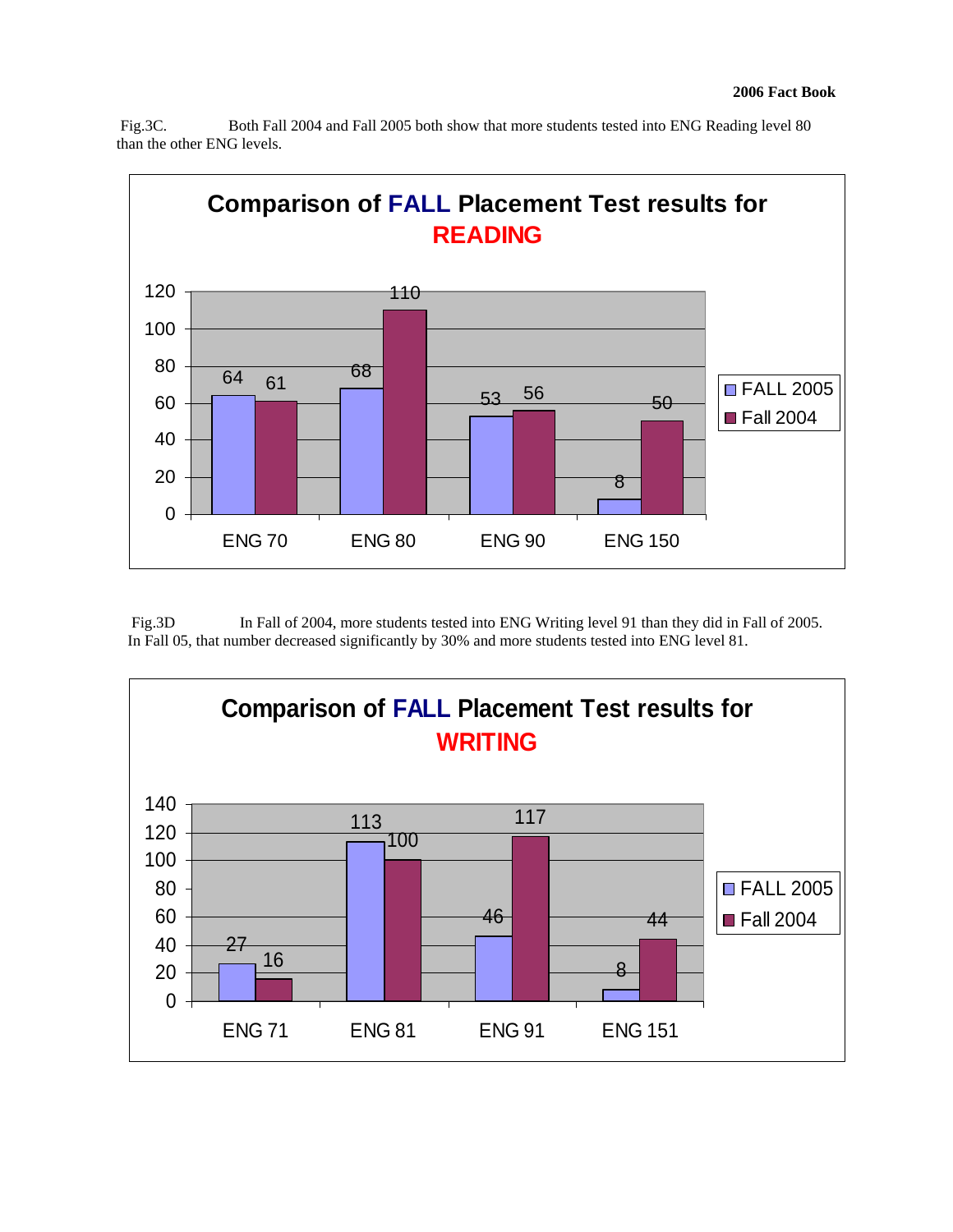Fig.3C. Both Fall 2004 and Fall 2005 both show that more students tested into ENG Reading level 80 than the other ENG levels.

**Comparison of FALL Placement Test results for READING**

| | FALL 2005 | Fall 2004 |
|---|---|---|
| ENG 70 | 64 | 61 |
| ENG 80 | 68 | 110 |
| ENG 90 | 53 | 56 |
| ENG 150 | 8 | 50 |

Fig.3D In Fall of 2004, more students tested into ENG Writing level 91 than they did in Fall of 2005. In Fall 05, that number decreased significantly by 30% and more students tested into ENG level 81.

**Comparison of FALL Placement Test results for WRITING**

| | FALL 2005 | Fall 2004 |
|---|---|---|
| ENG 71 | 27 | 16 |
| ENG 81 | 113 | 100 |
| ENG 91 | 46 | 117 |
| ENG 151 | 8 | 44 |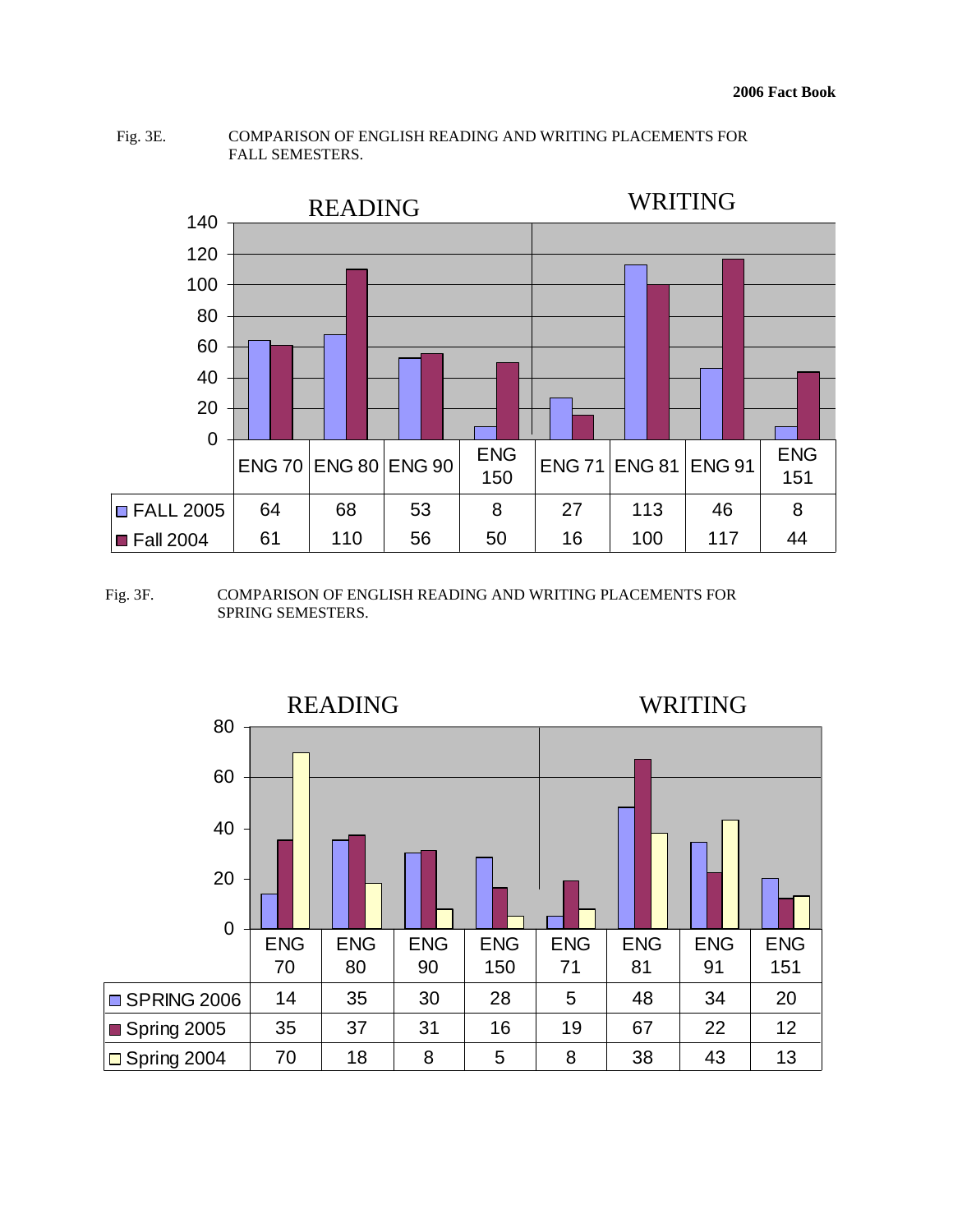Fig. 3E. COMPARISON OF ENGLISH READING AND WRITING PLACEMENTS FOR FALL SEMESTERS.

| | READING | | | | WRITING | | | |
|---|---|---|---|---|---|---|---|---|
| | ENG 70 | ENG 80 | ENG 90 | ENG 150 | ENG 71 | ENG 81 | ENG 91 | ENG 151 |
| FALL 2005 | 64 | 68 | 53 | 8 | 27 | 113 | 46 | 8 |
| Fall 2004 | 61 | 110 | 56 | 50 | 16 | 100 | 117 | 44 |

Fig. 3F. COMPARISON OF ENGLISH READING AND WRITING PLACEMENTS FOR SPRING SEMESTERS.

| | READING | | | | WRITING | | | |
|---|---|---|---|---|---|---|---|---|
| | ENG 70 | ENG 80 | ENG 90 | ENG 150 | ENG 71 | ENG 81 | ENG 91 | ENG 151 |
| SPRING 2006 | 14 | 35 | 30 | 28 | 5 | 48 | 34 | 20 |
| Spring 2005 | 35 | 37 | 31 | 16 | 19 | 67 | 22 | 12 |
| Spring 2004 | 70 | 18 | 8 | 5 | 8 | 38 | 43 | 13 |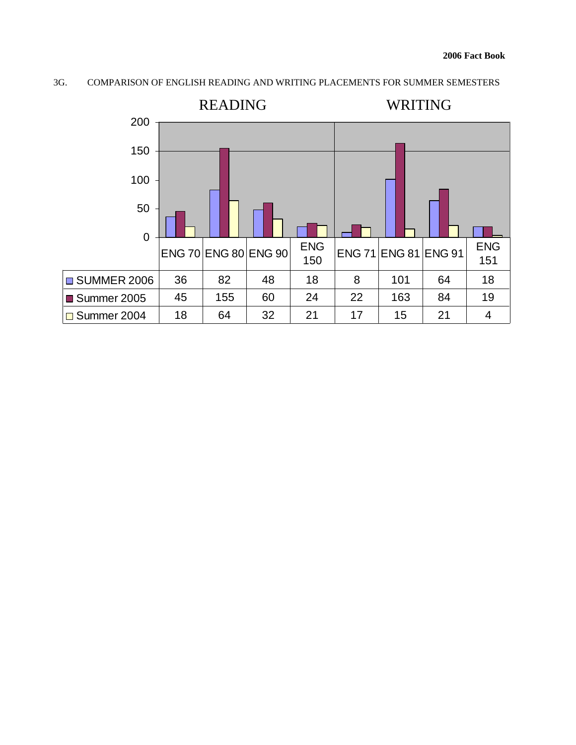### 3G. COMPARISON OF ENGLISH READING AND WRITING PLACEMENTS FOR SUMMER SEMESTERS

| | READING | | | | WRITING | | | |
|---|---|---|---|---|---|---|---|---|
| | ENG 70 | ENG 80 | ENG 90 | ENG 150 | ENG 71 | ENG 81 | ENG 91 | ENG 151 |
| SUMMER 2006 | 36 | 82 | 48 | 18 | 8 | 101 | 64 | 18 |
| Summer 2005 | 45 | 155 | 60 | 24 | 22 | 163 | 84 | 19 |
| Summer 2004 | 18 | 64 | 32 | 21 | 17 | 15 | 21 | 4 |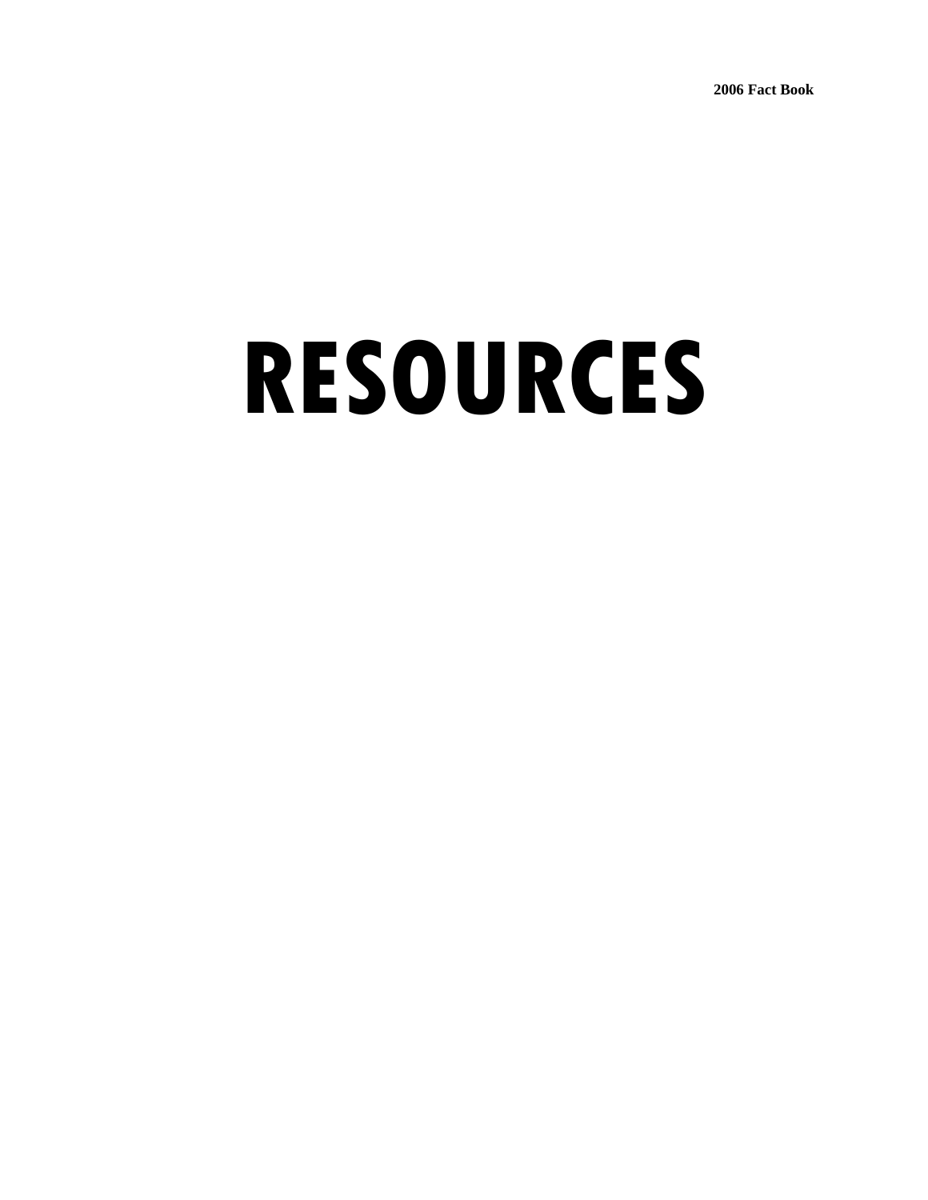# RESOURCES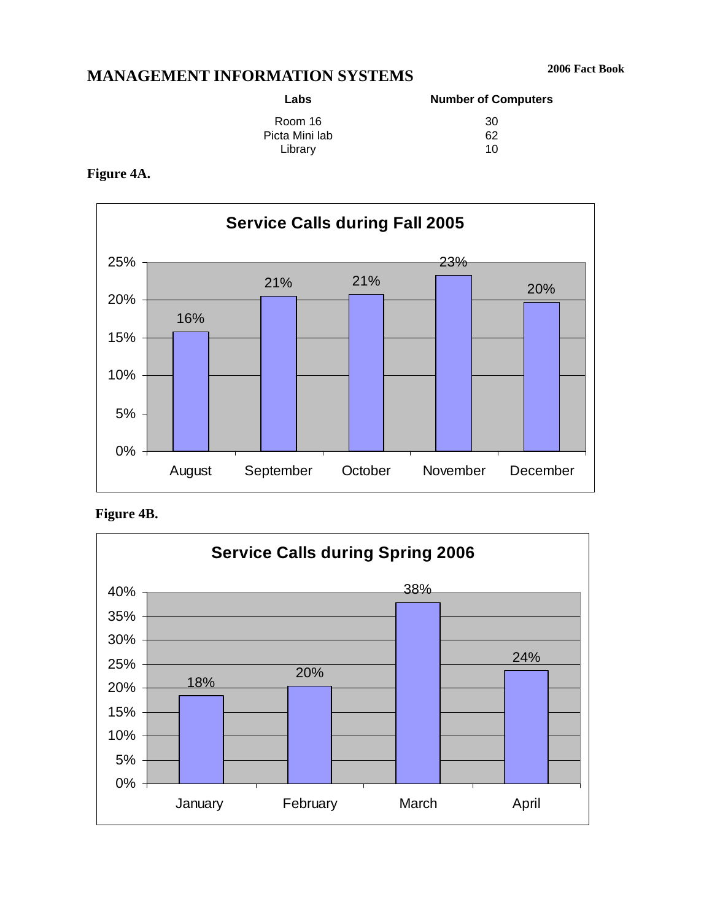## MANAGEMENT INFORMATION SYSTEMS

| Labs | Number of Computers |
|---|---|
| Room 16 | 30 |
| Picta Mini lab | 62 |
| Library | 10 |

**Figure 4A.**

**Service Calls during Fall 2005**

| Month | Service Calls |
|---|---|
| August | 16% |
| September | 21% |
| October | 21% |
| November | 23% |
| December | 20% |

**Figure 4B.**

**Service Calls during Spring 2006**

| Month | Service Calls |
|---|---|
| January | 18% |
| February | 20% |
| March | 38% |
| April | 24% |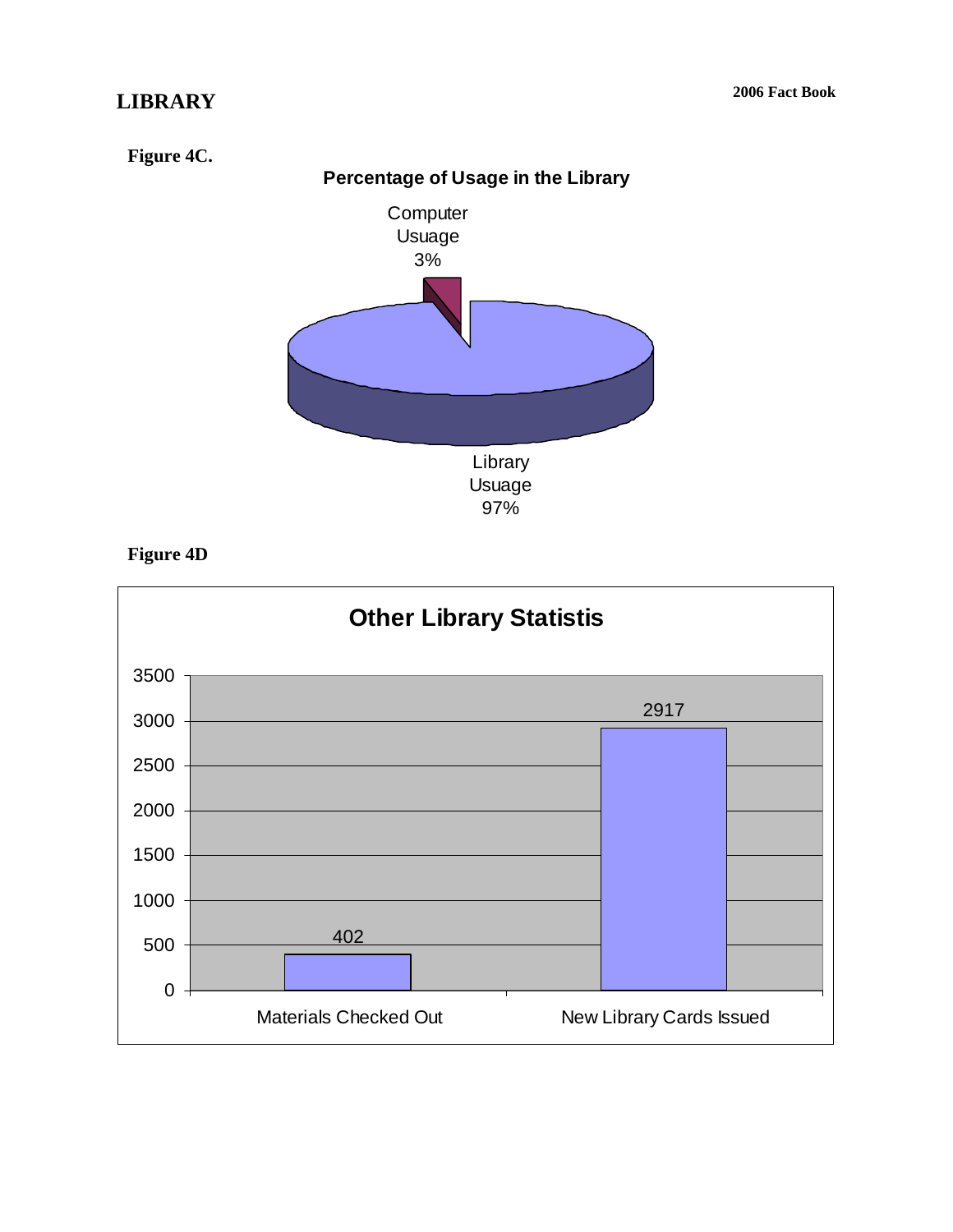# LIBRARY

**Figure 4C.**

**Percentage of Usage in the Library**

Computer Usage 3%

Library Usage 97%

**Figure 4D**

**Other Library Statistis**

| Category | Value |
|---|---|
| Materials Checked Out | 402 |
| New Library Cards Issued | 2917 |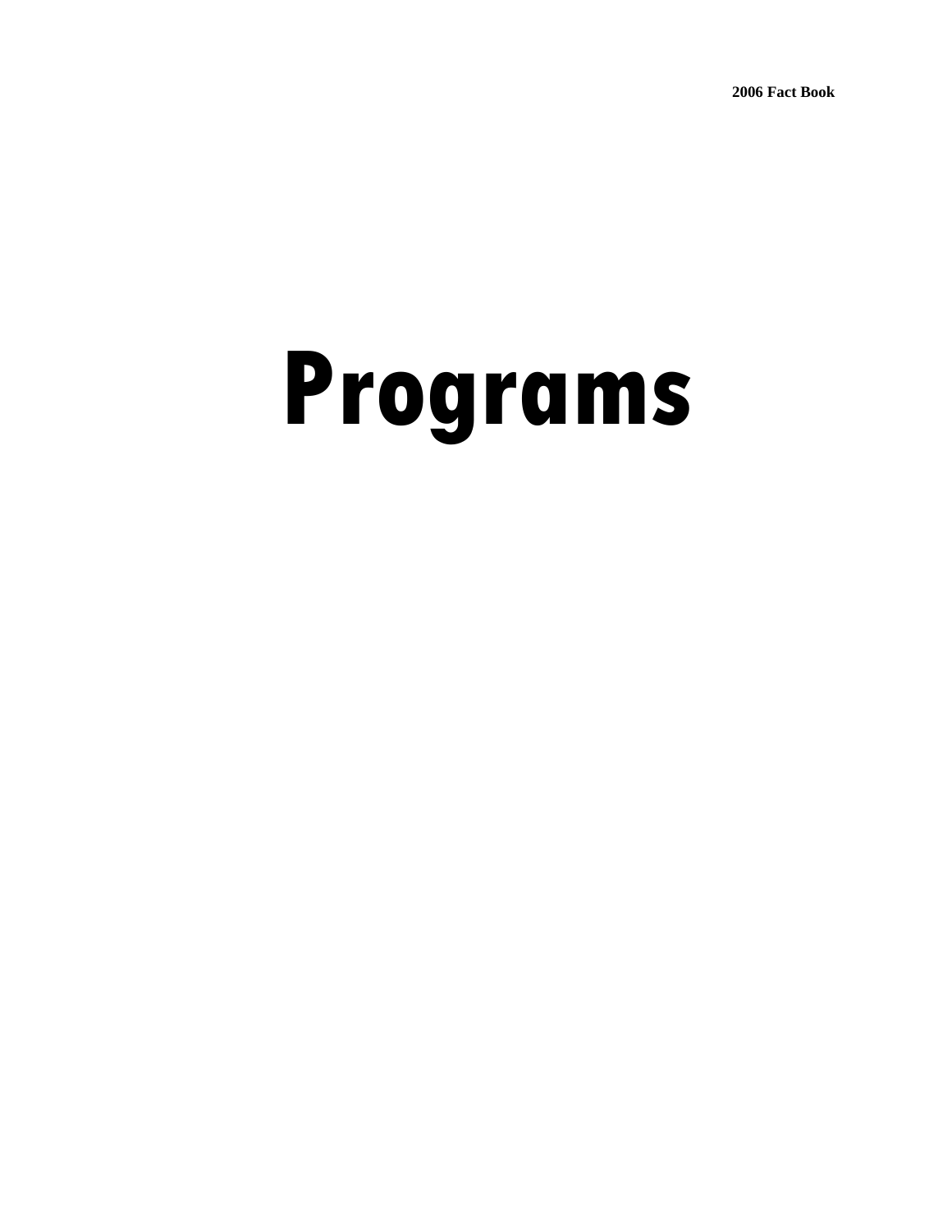# Programs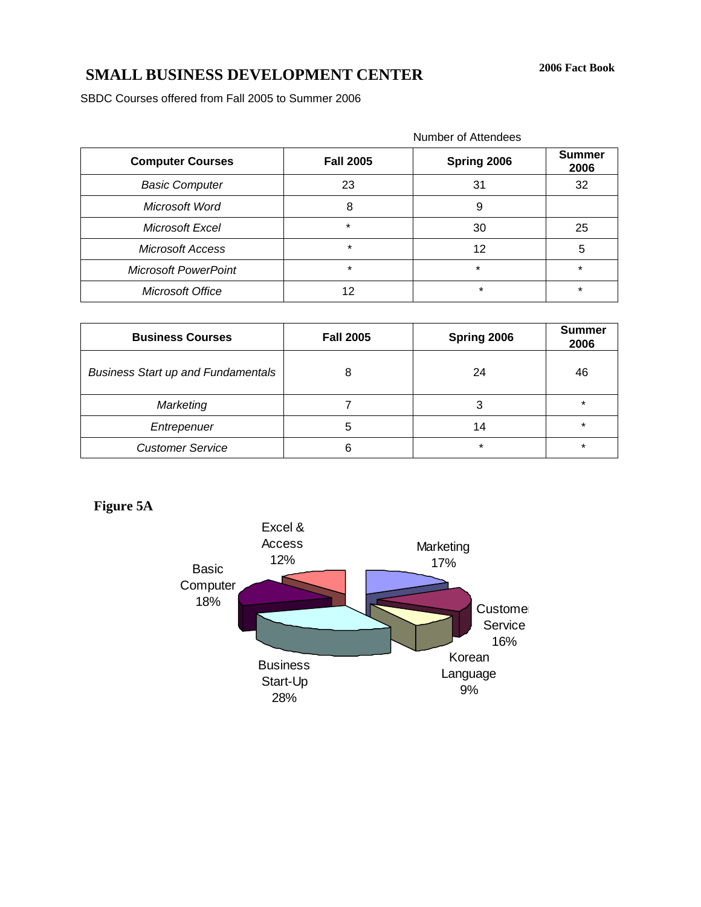# SMALL BUSINESS DEVELOPMENT CENTER

SBDC Courses offered from Fall 2005 to Summer 2006

Number of Attendees

| Computer Courses | Fall 2005 | Spring 2006 | Summer 2006 |
|---|---|---|---|
| *Basic Computer* | 23 | 31 | 32 |
| *Microsoft Word* | 8 | 9 | |
| *Microsoft Excel* | * | 30 | 25 |
| *Microsoft Access* | * | 12 | 5 |
| *Microsoft PowerPoint* | * | * | * |
| *Microsoft Office* | 12 | * | * |

| Business Courses | Fall 2005 | Spring 2006 | Summer 2006 |
|---|---|---|---|
| *Business Start up and Fundamentals* | 8 | 24 | 46 |
| *Marketing* | 7 | 3 | * |
| *Entrepenuer* | 5 | 14 | * |
| *Customer Service* | 6 | * | * |

**Figure 5A**

Excel & Access 12%
Marketing 17%
Basic Computer 18%
Customer Service 16%
Korean Language 9%
Business Start-Up 28%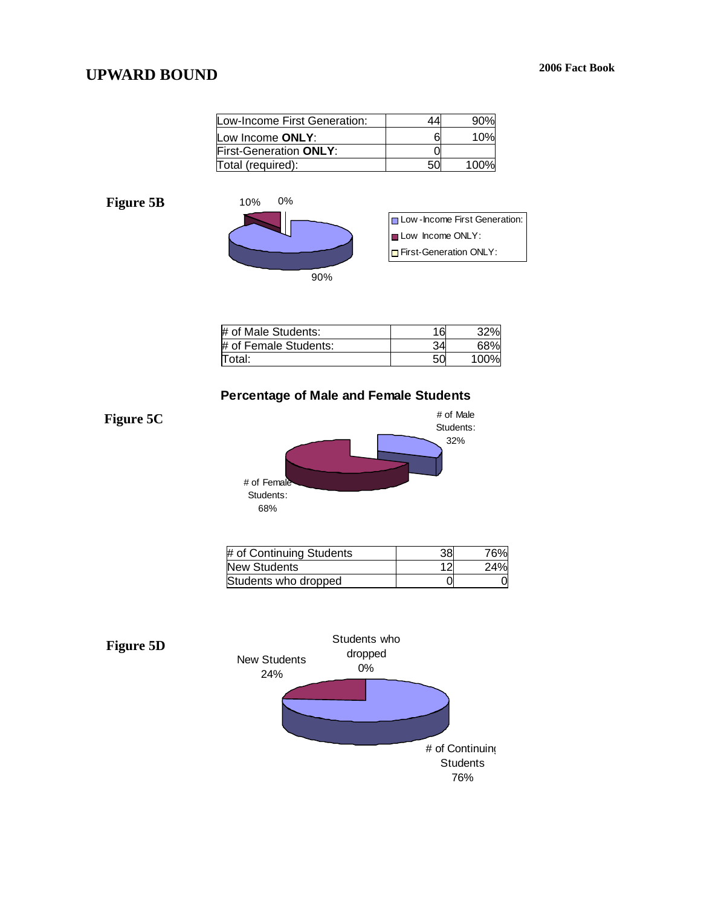# UPWARD BOUND

| Low-Income First Generation: | 44 | 90% |
|---|---|---|
| Low Income **ONLY**: | 6 | 10% |
| First-Generation **ONLY**: | 0 | |
| Total (required): | 50 | 100% |

**Figure 5B**

| # of Male Students: | 16 | 32% |
|---|---|---|
| # of Female Students: | 34 | 68% |
| Total: | 50 | 100% |

**Figure 5C**

**Percentage of Male and Female Students**

| # of Continuing Students | 38 | 76% |
|---|---|---|
| New Students | 12 | 24% |
| Students who dropped | 0 | 0 |

**Figure 5D**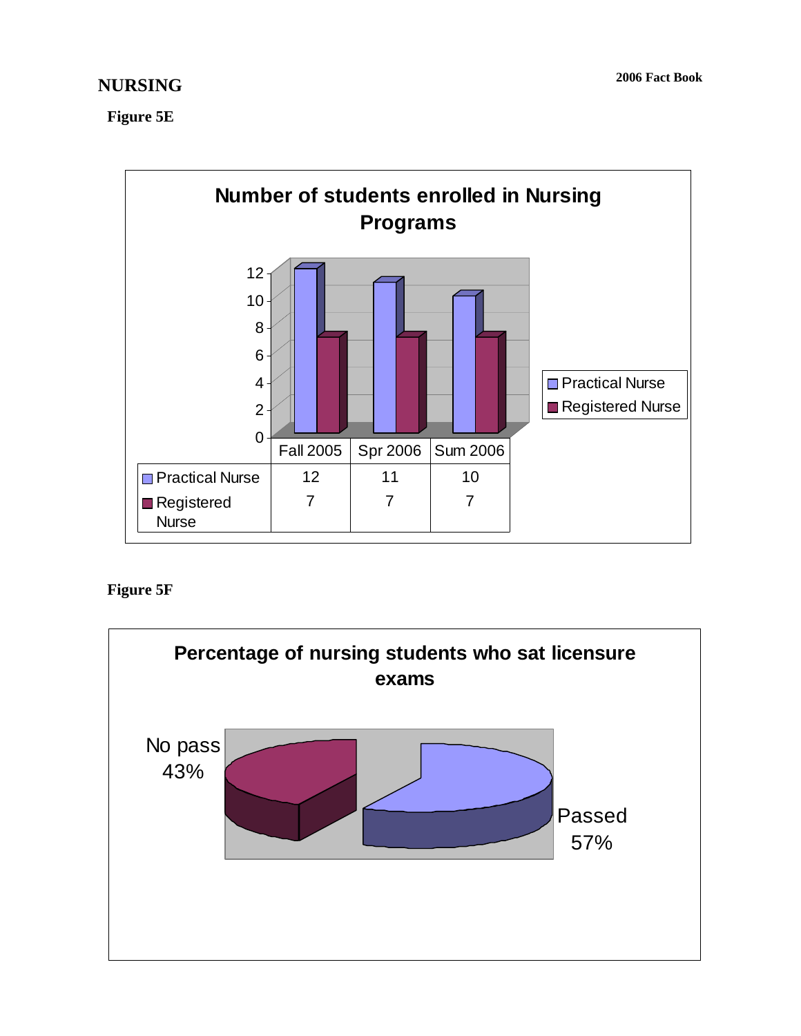# NURSING

**Figure 5E**

**Number of students enrolled in Nursing Programs**

| | Fall 2005 | Spr 2006 | Sum 2006 |
|---|---|---|---|
| Practical Nurse | 12 | 11 | 10 |
| Registered Nurse | 7 | 7 | 7 |

**Figure 5F**

**Percentage of nursing students who sat licensure exams**

No pass 43%

Passed 57%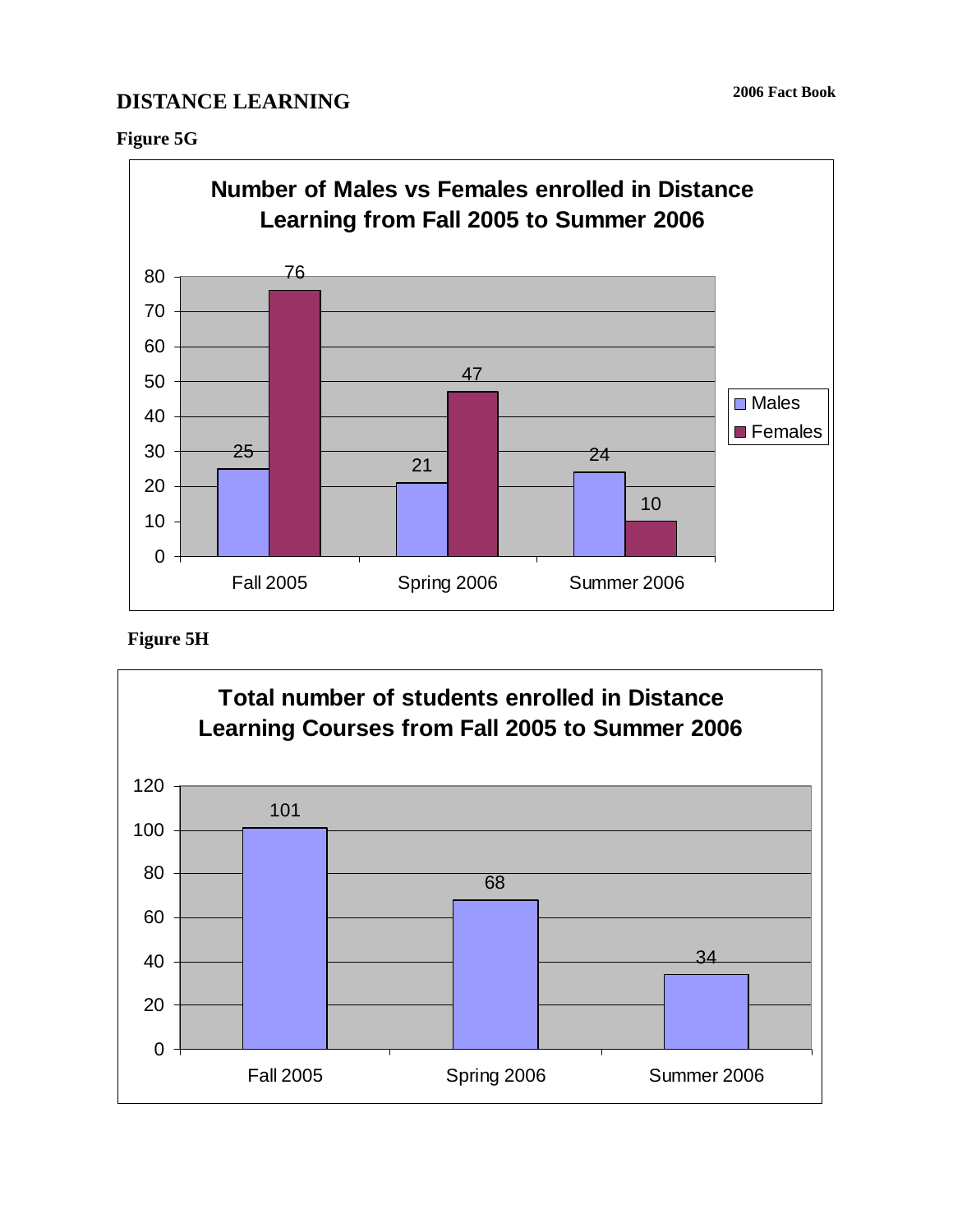# DISTANCE LEARNING

**Figure 5G**

**Number of Males vs Females enrolled in Distance Learning from Fall 2005 to Summer 2006**

| | Males | Females |
|---|---|---|
| Fall 2005 | 25 | 76 |
| Spring 2006 | 21 | 47 |
| Summer 2006 | 24 | 10 |

**Figure 5H**

**Total number of students enrolled in Distance Learning Courses from Fall 2005 to Summer 2006**

| | Total |
|---|---|
| Fall 2005 | 101 |
| Spring 2006 | 68 |
| Summer 2006 | 34 |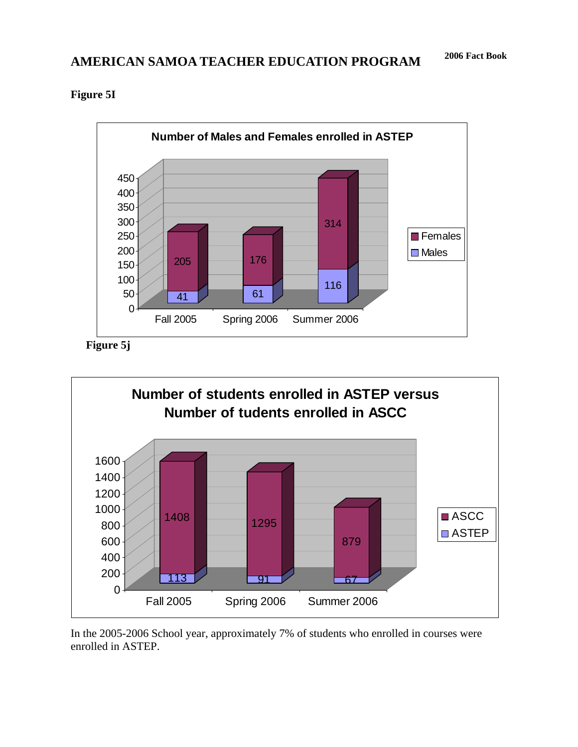## AMERICAN SAMOA TEACHER EDUCATION PROGRAM

**Figure 5I**

**Number of Males and Females enrolled in ASTEP**

| | Fall 2005 | Spring 2006 | Summer 2006 |
|---|---|---|---|
| Females | 205 | 176 | 314 |
| Males | 41 | 61 | 116 |

**Figure 5j**

**Number of students enrolled in ASTEP versus Number of tudents enrolled in ASCC**

| | Fall 2005 | Spring 2006 | Summer 2006 |
|---|---|---|---|
| ASCC | 1408 | 1295 | 879 |
| ASTEP | 113 | 91 | 67 |

In the 2005-2006 School year, approximately 7% of students who enrolled in courses were enrolled in ASTEP.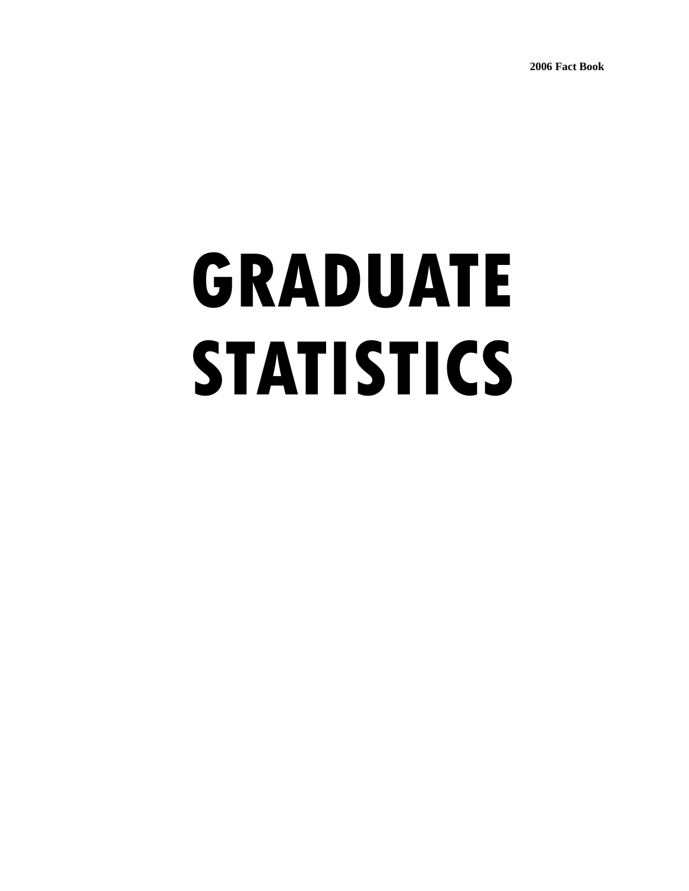# GRADUATE STATISTICS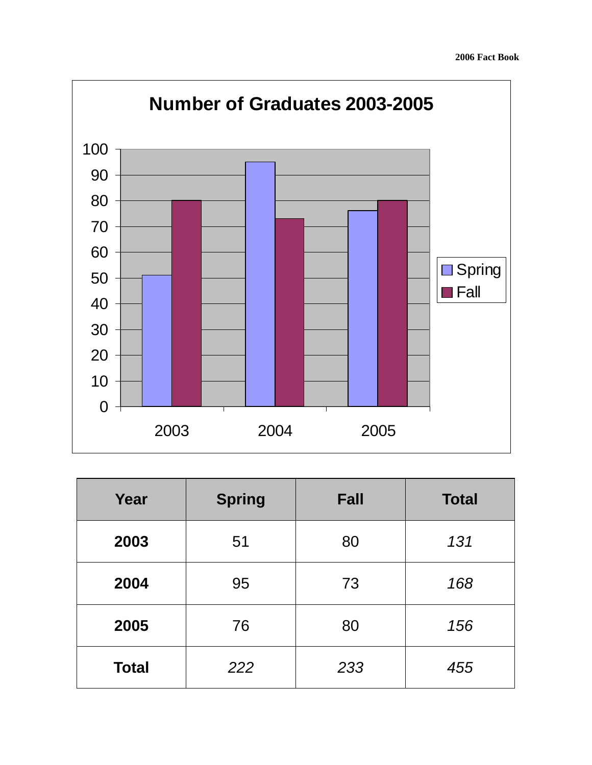## Number of Graduates 2003-2005

| Year | Spring | Fall | Total |
|---|---|---|---|
| **2003** | 51 | 80 | *131* |
| **2004** | 95 | 73 | *168* |
| **2005** | 76 | 80 | *156* |
| **Total** | *222* | *233* | *455* |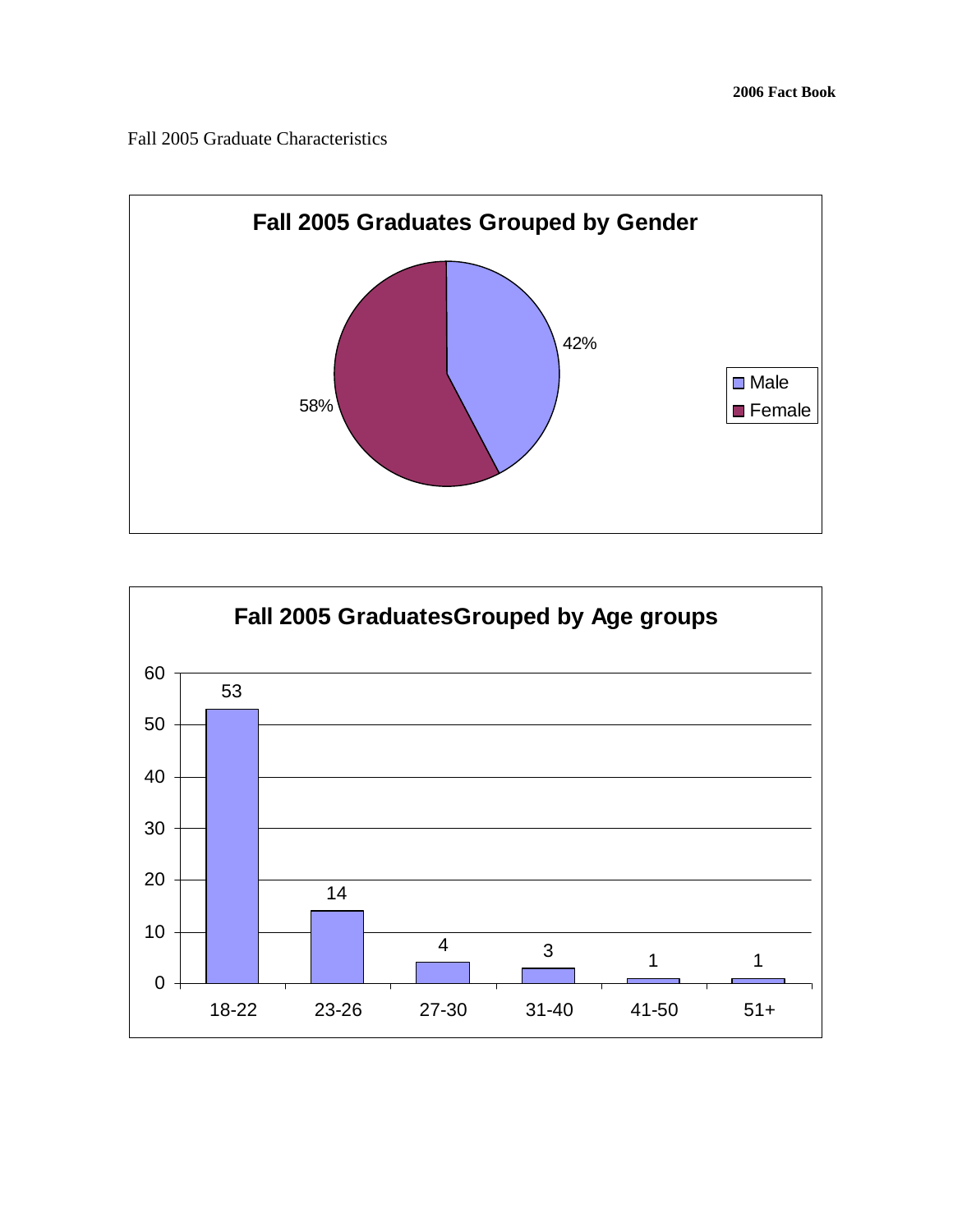Fall 2005 Graduate Characteristics

**Fall 2005 Graduates Grouped by Gender**

| Gender | Percent |
|---|---|
| Male | 42% |
| Female | 58% |

**Fall 2005 GraduatesGrouped by Age groups**

| Age group | Graduates |
|---|---|
| 18-22 | 53 |
| 23-26 | 14 |
| 27-30 | 4 |
| 31-40 | 3 |
| 41-50 | 1 |
| 51+ | 1 |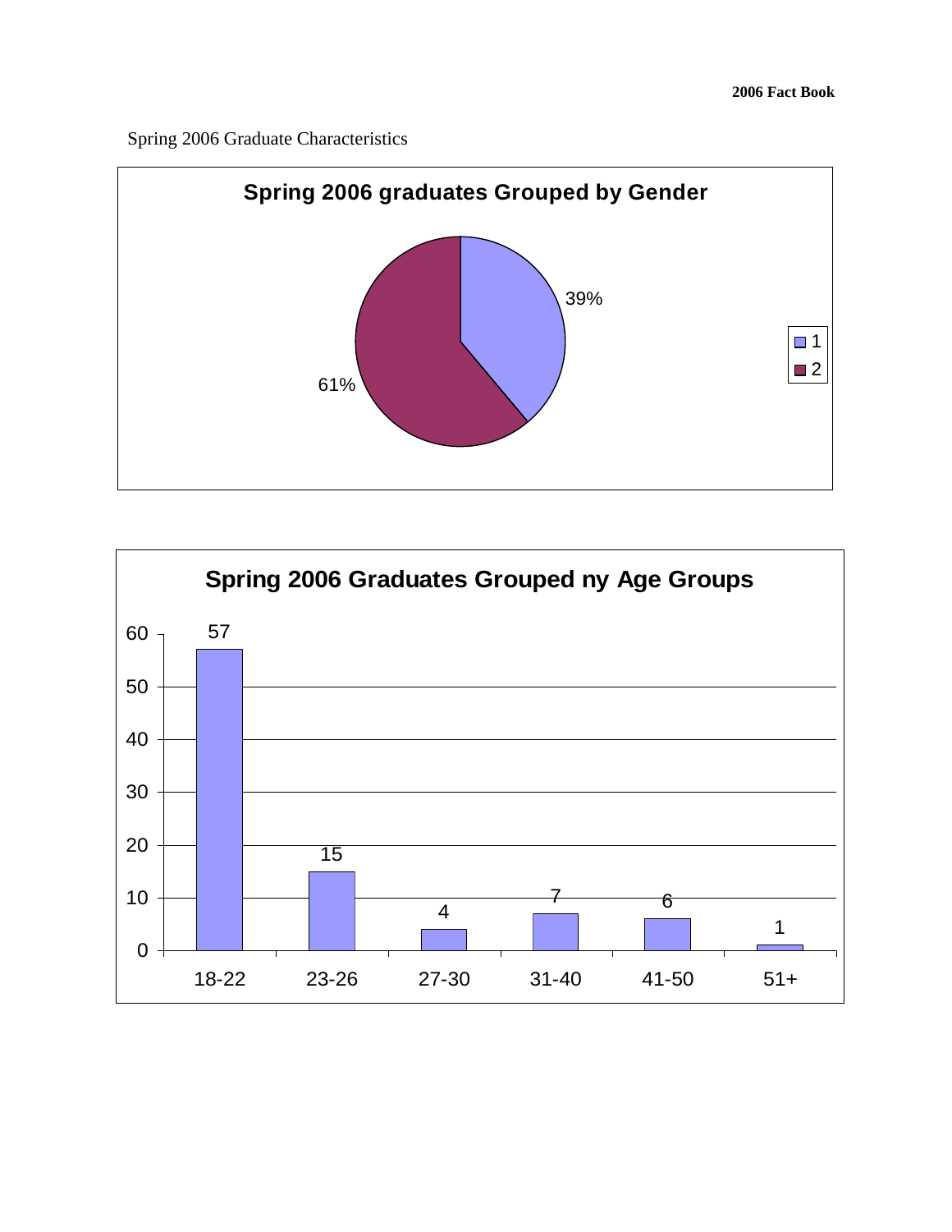Spring 2006 Graduate Characteristics

**Spring 2006 graduates Grouped by Gender**

| Group | Percent |
|---|---|
| 1 | 39% |
| 2 | 61% |

**Spring 2006 Graduates Grouped ny Age Groups**

| Age Group | Count |
|---|---|
| 18-22 | 57 |
| 23-26 | 15 |
| 27-30 | 4 |
| 31-40 | 7 |
| 41-50 | 6 |
| 51+ | 1 |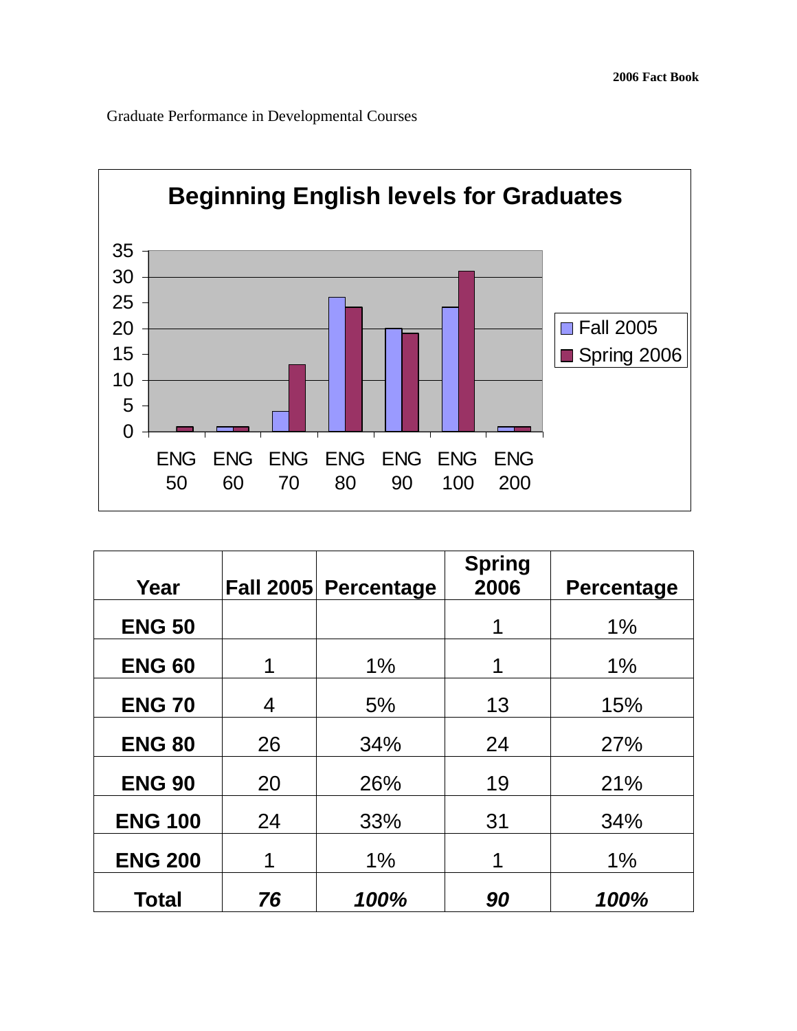Graduate Performance in Developmental Courses

**Beginning English levels for Graduates**

| Year | Fall 2005 | Percentage | Spring 2006 | Percentage |
|---|---|---|---|---|
| **ENG 50** | | | 1 | 1% |
| **ENG 60** | 1 | 1% | 1 | 1% |
| **ENG 70** | 4 | 5% | 13 | 15% |
| **ENG 80** | 26 | 34% | 24 | 27% |
| **ENG 90** | 20 | 26% | 19 | 21% |
| **ENG 100** | 24 | 33% | 31 | 34% |
| **ENG 200** | 1 | 1% | 1 | 1% |
| **Total** | ***76*** | ***100%*** | ***90*** | ***100%*** |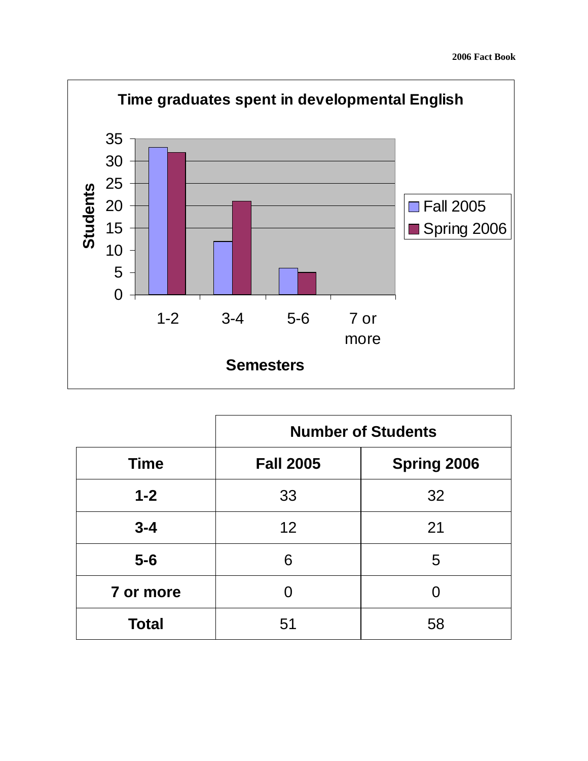**Time graduates spent in developmental English**

| | Number of Students | |
|---|---|---|
| **Time** | **Fall 2005** | **Spring 2006** |
| **1-2** | 33 | 32 |
| **3-4** | 12 | 21 |
| **5-6** | 6 | 5 |
| **7 or more** | 0 | 0 |
| **Total** | 51 | 58 |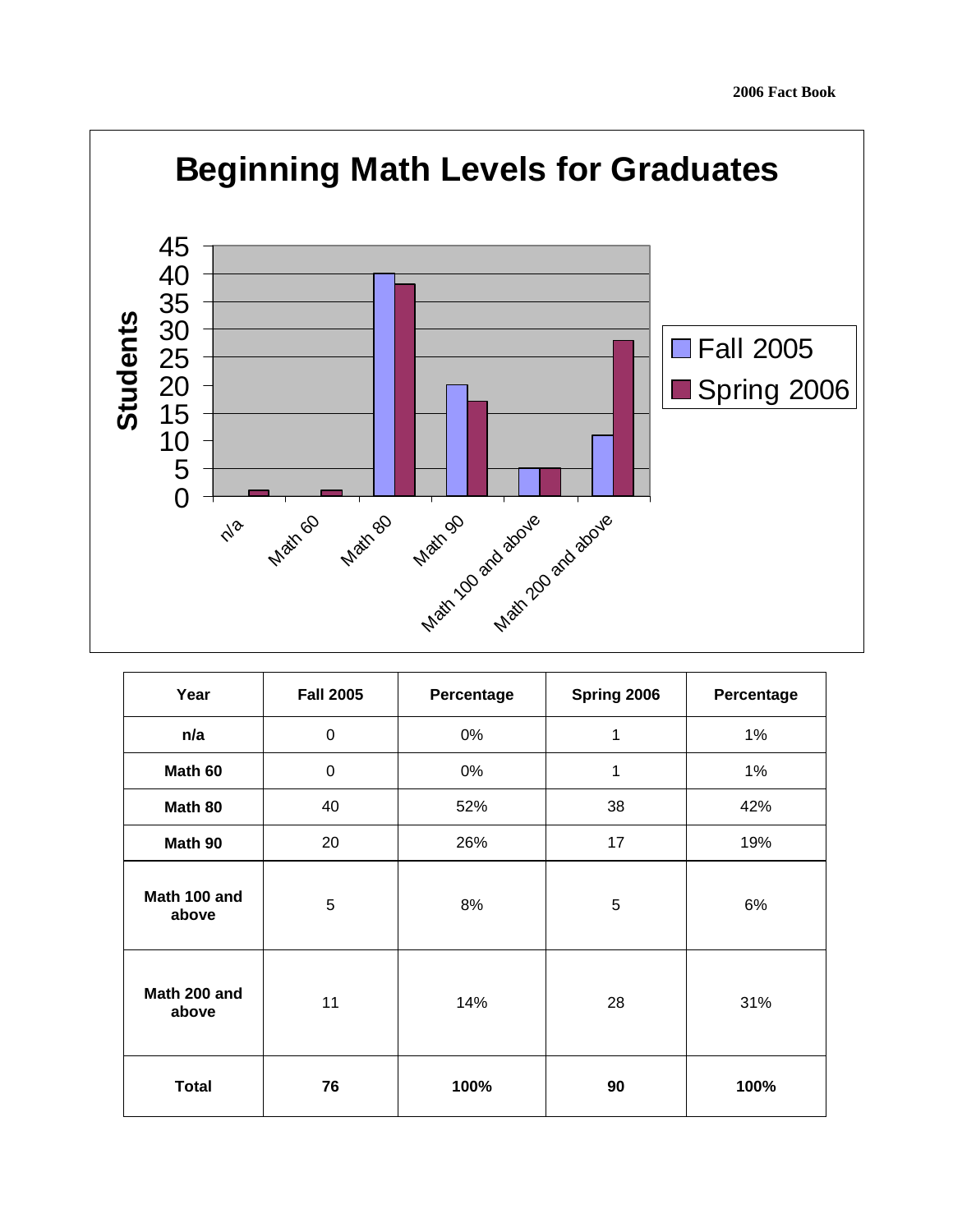# Beginning Math Levels for Graduates

| Year | Fall 2005 | Percentage | Spring 2006 | Percentage |
|---|---|---|---|---|
| **n/a** | 0 | 0% | 1 | 1% |
| **Math 60** | 0 | 0% | 1 | 1% |
| **Math 80** | 40 | 52% | 38 | 42% |
| **Math 90** | 20 | 26% | 17 | 19% |
| **Math 100 and above** | 5 | 8% | 5 | 6% |
| **Math 200 and above** | 11 | 14% | 28 | 31% |
| **Total** | **76** | **100%** | **90** | **100%** |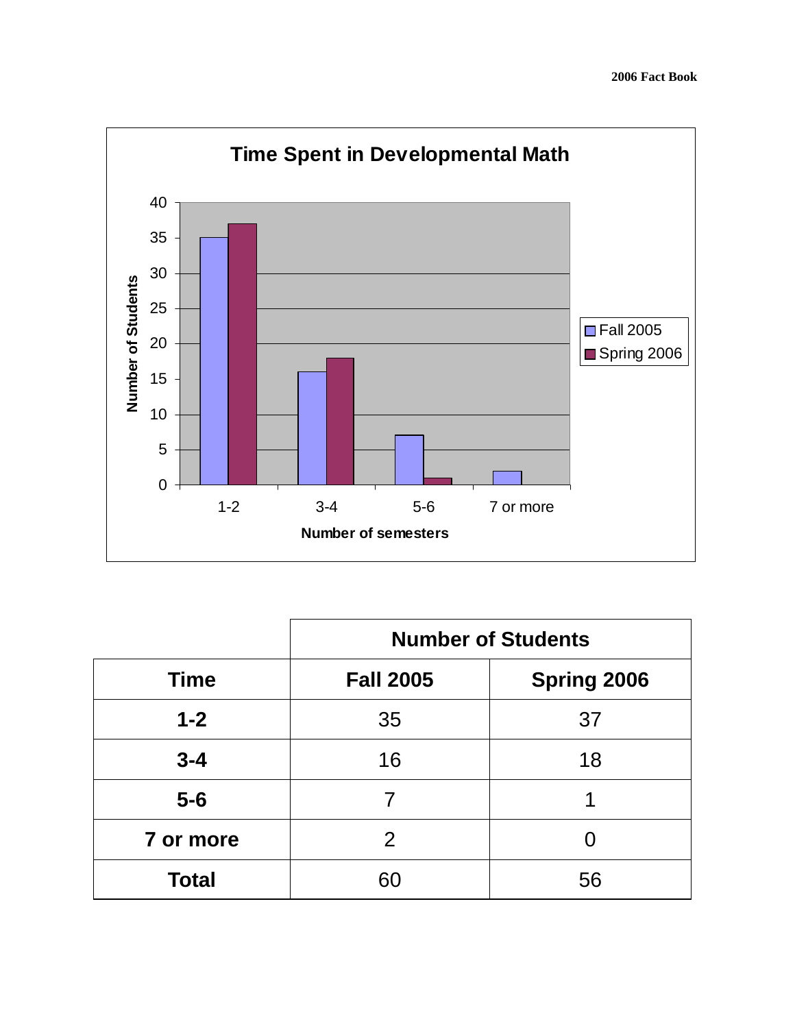## Time Spent in Developmental Math

|  | Number of Students |  |
|---|---|---|
| **Time** | **Fall 2005** | **Spring 2006** |
| **1-2** | 35 | 37 |
| **3-4** | 16 | 18 |
| **5-6** | 7 | 1 |
| **7 or more** | 2 | 0 |
| **Total** | 60 | 56 |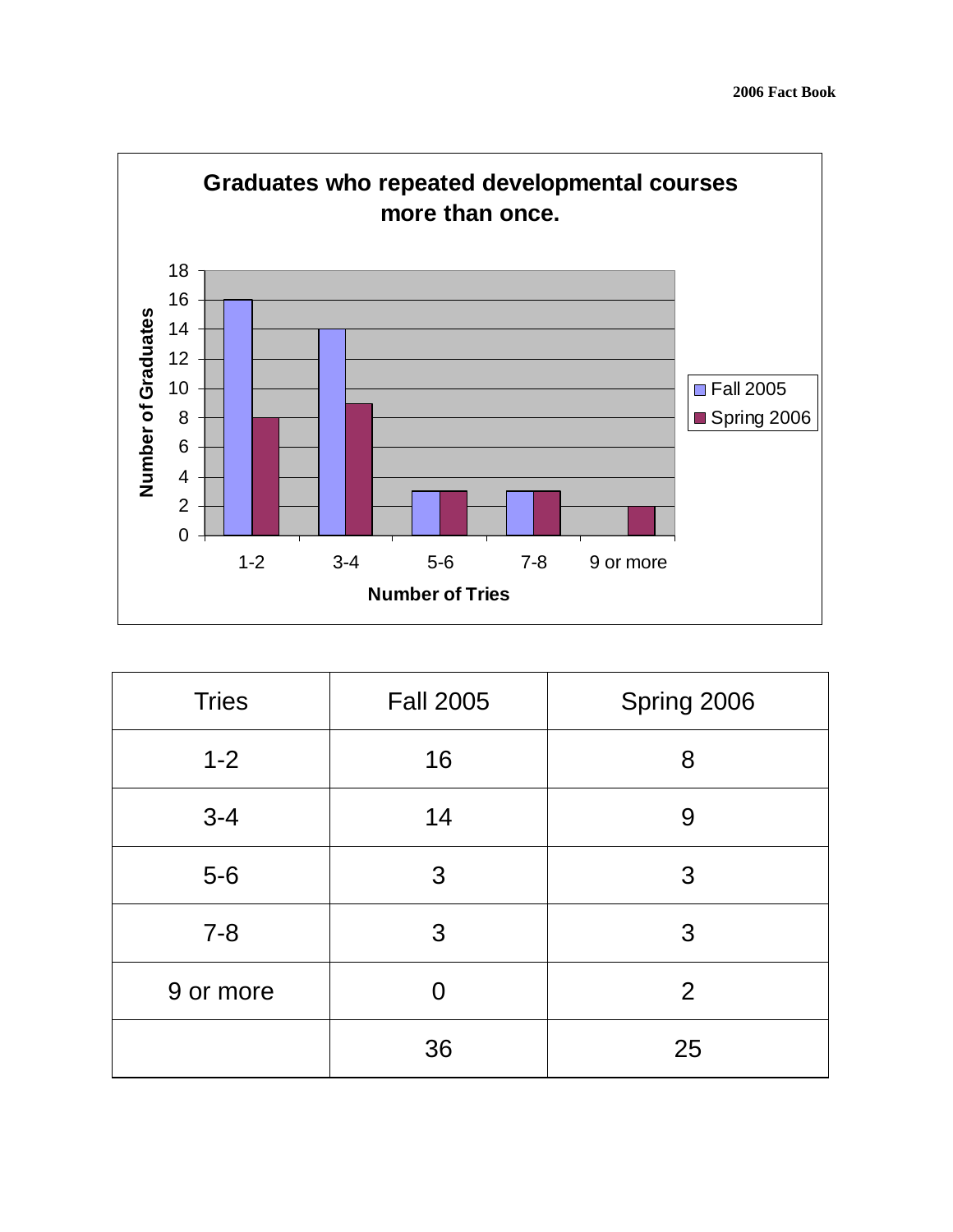## Graduates who repeated developmental courses more than once.

| Tries | Fall 2005 | Spring 2006 |
|---|---|---|
| 1-2 | 16 | 8 |
| 3-4 | 14 | 9 |
| 5-6 | 3 | 3 |
| 7-8 | 3 | 3 |
| 9 or more | 0 | 2 |
| | 36 | 25 |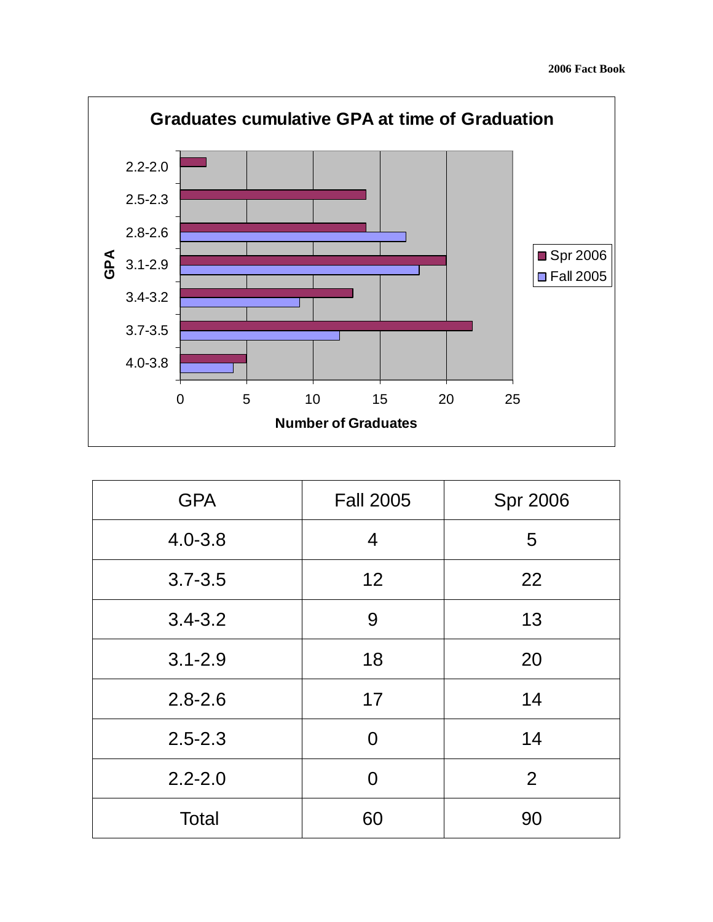**Graduates cumulative GPA at time of Graduation**

| GPA | Fall 2005 | Spr 2006 |
|---|---|---|
| 4.0-3.8 | 4 | 5 |
| 3.7-3.5 | 12 | 22 |
| 3.4-3.2 | 9 | 13 |
| 3.1-2.9 | 18 | 20 |
| 2.8-2.6 | 17 | 14 |
| 2.5-2.3 | 0 | 14 |
| 2.2-2.0 | 0 | 2 |
| Total | 60 | 90 |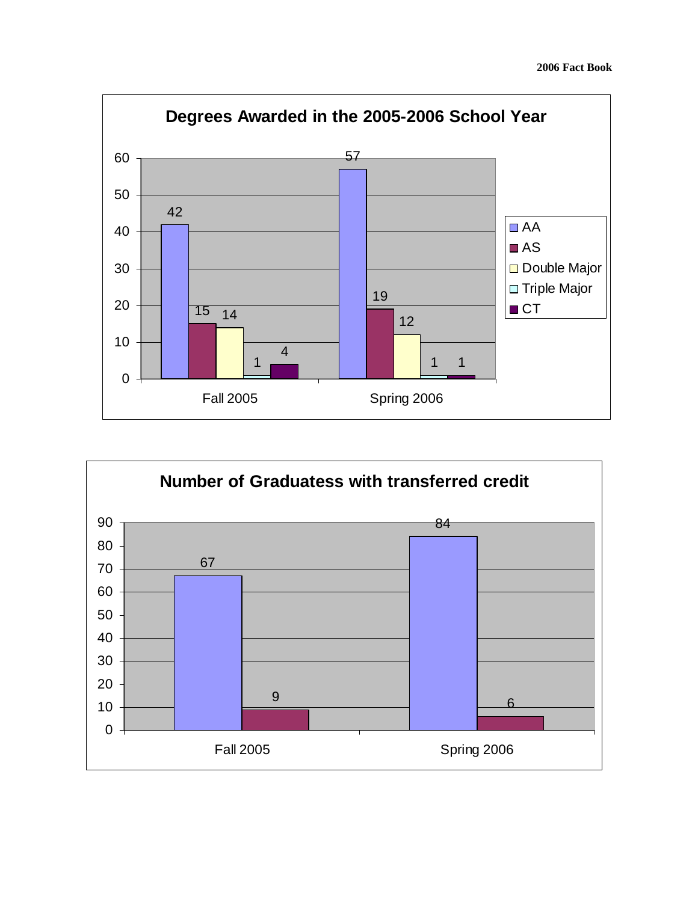Degrees Awarded in the 2005-2006 School Year

60
50
40
30
20
10
0

42
15
14
1
4
57
19
12
1
1

Fall 2005
Spring 2006

AA
AS
Double Major
Triple Major
CT

Number of Graduatess with transferred credit

90
80
70
60
50
40
30
20
10
0

67
9
84
6

Fall 2005
Spring 2006